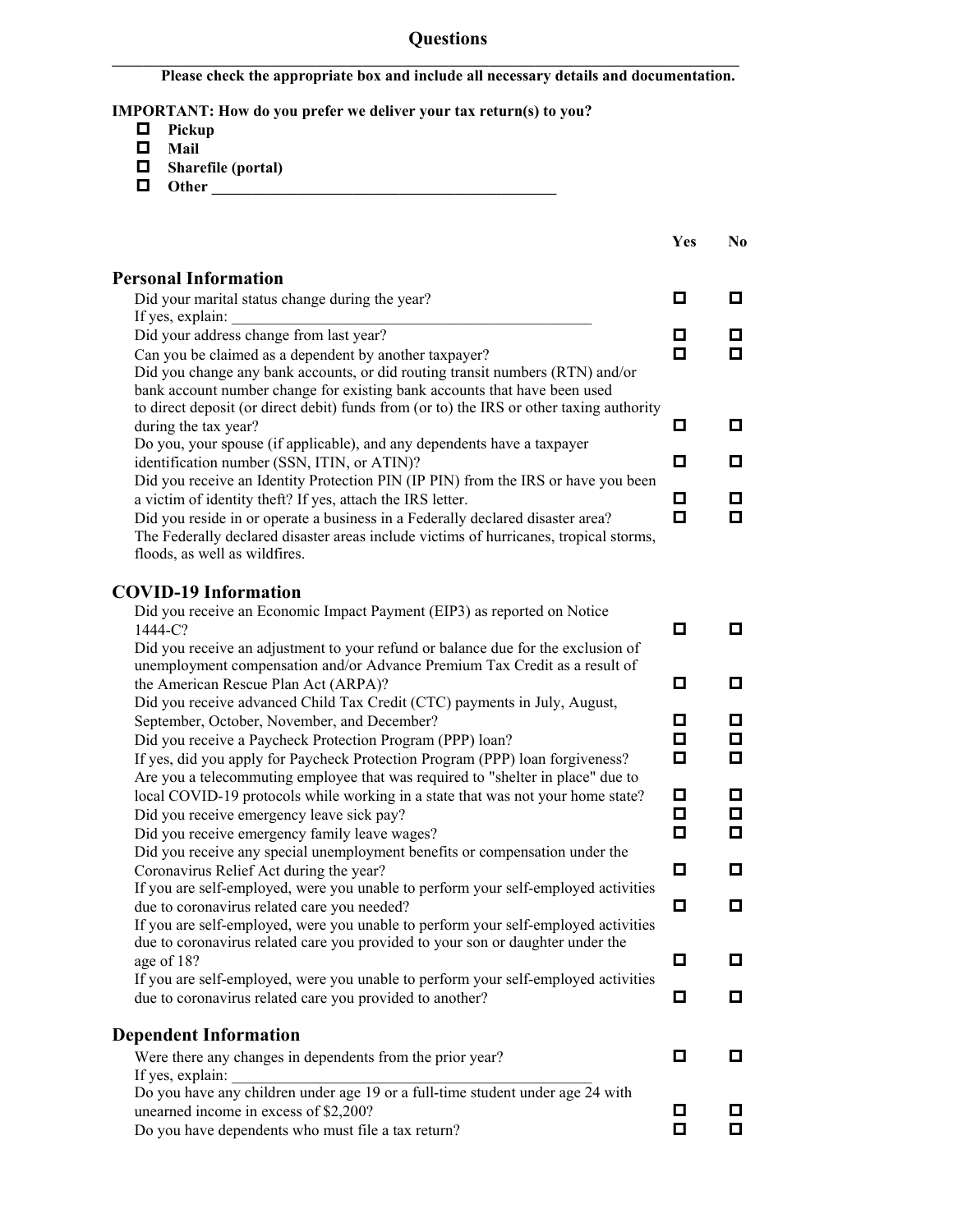# Questions

**Please check the appropriate box and include all necessary details and documentation.**

**IMPORTANT: How do you prefer we deliver your tax return(s) to you?**

- ☐ **Pickup**
- ☐ **Mail**
- ☐ **Sharefile (portal)**
- ☐ **Other \_\_\_\_\_\_\_\_\_\_\_\_\_\_\_\_\_\_\_\_\_\_\_\_\_\_\_\_\_\_\_\_\_\_\_\_\_\_\_\_\_\_\_\_**

| | **Yes** | **No** |
|---|---|---|
| **Personal Information** | | |
| Did your marital status change during the year? If yes, explain: \_\_\_\_\_\_\_\_\_\_\_\_\_\_\_\_\_\_\_\_\_\_\_\_\_\_\_\_\_\_\_\_\_\_\_\_\_\_\_\_\_\_\_\_ | ☐ | ☐ |
| Did your address change from last year? | ☐ | ☐ |
| Can you be claimed as a dependent by another taxpayer? | ☐ | ☐ |
| Did you change any bank accounts, or did routing transit numbers (RTN) and/or bank account number change for existing bank accounts that have been used to direct deposit (or direct debit) funds from (or to) the IRS or other taxing authority during the tax year? | ☐ | ☐ |
| Do you, your spouse (if applicable), and any dependents have a taxpayer identification number (SSN, ITIN, or ATIN)? | ☐ | ☐ |
| Did you receive an Identity Protection PIN (IP PIN) from the IRS or have you been a victim of identity theft? If yes, attach the IRS letter. | ☐ | ☐ |
| Did you reside in or operate a business in a Federally declared disaster area? The Federally declared disaster areas include victims of hurricanes, tropical storms, floods, as well as wildfires. | ☐ | ☐ |
| **COVID-19 Information** | | |
| Did you receive an Economic Impact Payment (EIP3) as reported on Notice 1444-C? | ☐ | ☐ |
| Did you receive an adjustment to your refund or balance due for the exclusion of unemployment compensation and/or Advance Premium Tax Credit as a result of the American Rescue Plan Act (ARPA)? | ☐ | ☐ |
| Did you receive advanced Child Tax Credit (CTC) payments in July, August, September, October, November, and December? | ☐ | ☐ |
| Did you receive a Paycheck Protection Program (PPP) loan? | ☐ | ☐ |
| If yes, did you apply for Paycheck Protection Program (PPP) loan forgiveness? | ☐ | ☐ |
| Are you a telecommuting employee that was required to "shelter in place" due to local COVID-19 protocols while working in a state that was not your home state? | ☐ | ☐ |
| Did you receive emergency leave sick pay? | ☐ | ☐ |
| Did you receive emergency family leave wages? | ☐ | ☐ |
| Did you receive any special unemployment benefits or compensation under the Coronavirus Relief Act during the year? | ☐ | ☐ |
| If you are self-employed, were you unable to perform your self-employed activities due to coronavirus related care you needed? | ☐ | ☐ |
| If you are self-employed, were you unable to perform your self-employed activities due to coronavirus related care you provided to your son or daughter under the age of 18? | ☐ | ☐ |
| If you are self-employed, were you unable to perform your self-employed activities due to coronavirus related care you provided to another? | ☐ | ☐ |
| **Dependent Information** | | |
| Were there any changes in dependents from the prior year? If yes, explain: \_\_\_\_\_\_\_\_\_\_\_\_\_\_\_\_\_\_\_\_\_\_\_\_\_\_\_\_\_\_\_\_\_\_\_\_\_\_\_\_\_\_\_\_ | ☐ | ☐ |
| Do you have any children under age 19 or a full-time student under age 24 with unearned income in excess of $2,200? | ☐ | ☐ |
| Do you have dependents who must file a tax return? | ☐ | ☐ |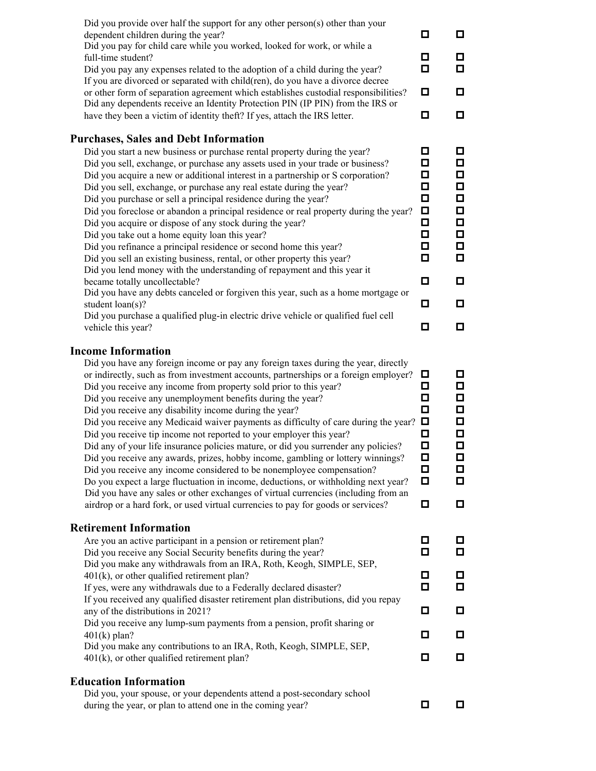| | | |
|---|---|---|
| Did you provide over half the support for any other person(s) other than your dependent children during the year? | ☐ | ☐ |
| Did you pay for child care while you worked, looked for work, or while a full-time student? | ☐ | ☐ |
| Did you pay any expenses related to the adoption of a child during the year? | ☐ | ☐ |
| If you are divorced or separated with child(ren), do you have a divorce decree or other form of separation agreement which establishes custodial responsibilities? | ☐ | ☐ |
| Did any dependents receive an Identity Protection PIN (IP PIN) from the IRS or have they been a victim of identity theft? If yes, attach the IRS letter. | ☐ | ☐ |

## Purchases, Sales and Debt Information

| | | |
|---|---|---|
| Did you start a new business or purchase rental property during the year? | ☐ | ☐ |
| Did you sell, exchange, or purchase any assets used in your trade or business? | ☐ | ☐ |
| Did you acquire a new or additional interest in a partnership or S corporation? | ☐ | ☐ |
| Did you sell, exchange, or purchase any real estate during the year? | ☐ | ☐ |
| Did you purchase or sell a principal residence during the year? | ☐ | ☐ |
| Did you foreclose or abandon a principal residence or real property during the year? | ☐ | ☐ |
| Did you acquire or dispose of any stock during the year? | ☐ | ☐ |
| Did you take out a home equity loan this year? | ☐ | ☐ |
| Did you refinance a principal residence or second home this year? | ☐ | ☐ |
| Did you sell an existing business, rental, or other property this year? | ☐ | ☐ |
| Did you lend money with the understanding of repayment and this year it became totally uncollectable? | ☐ | ☐ |
| Did you have any debts canceled or forgiven this year, such as a home mortgage or student loan(s)? | ☐ | ☐ |
| Did you purchase a qualified plug-in electric drive vehicle or qualified fuel cell vehicle this year? | ☐ | ☐ |

## Income Information

| | | |
|---|---|---|
| Did you have any foreign income or pay any foreign taxes during the year, directly or indirectly, such as from investment accounts, partnerships or a foreign employer? | ☐ | ☐ |
| Did you receive any income from property sold prior to this year? | ☐ | ☐ |
| Did you receive any unemployment benefits during the year? | ☐ | ☐ |
| Did you receive any disability income during the year? | ☐ | ☐ |
| Did you receive any Medicaid waiver payments as difficulty of care during the year? | ☐ | ☐ |
| Did you receive tip income not reported to your employer this year? | ☐ | ☐ |
| Did any of your life insurance policies mature, or did you surrender any policies? | ☐ | ☐ |
| Did you receive any awards, prizes, hobby income, gambling or lottery winnings? | ☐ | ☐ |
| Did you receive any income considered to be nonemployee compensation? | ☐ | ☐ |
| Do you expect a large fluctuation in income, deductions, or withholding next year? | ☐ | ☐ |
| Did you have any sales or other exchanges of virtual currencies (including from an airdrop or a hard fork, or used virtual currencies to pay for goods or services? | ☐ | ☐ |

## Retirement Information

| | | |
|---|---|---|
| Are you an active participant in a pension or retirement plan? | ☐ | ☐ |
| Did you receive any Social Security benefits during the year? | ☐ | ☐ |
| Did you make any withdrawals from an IRA, Roth, Keogh, SIMPLE, SEP, 401(k), or other qualified retirement plan? | ☐ | ☐ |
| If yes, were any withdrawals due to a Federally declared disaster? | ☐ | ☐ |
| If you received any qualified disaster retirement plan distributions, did you repay any of the distributions in 2021? | ☐ | ☐ |
| Did you receive any lump-sum payments from a pension, profit sharing or 401(k) plan? | ☐ | ☐ |
| Did you make any contributions to an IRA, Roth, Keogh, SIMPLE, SEP, 401(k), or other qualified retirement plan? | ☐ | ☐ |

## Education Information

| | | |
|---|---|---|
| Did you, your spouse, or your dependents attend a post-secondary school during the year, or plan to attend one in the coming year? | ☐ | ☐ |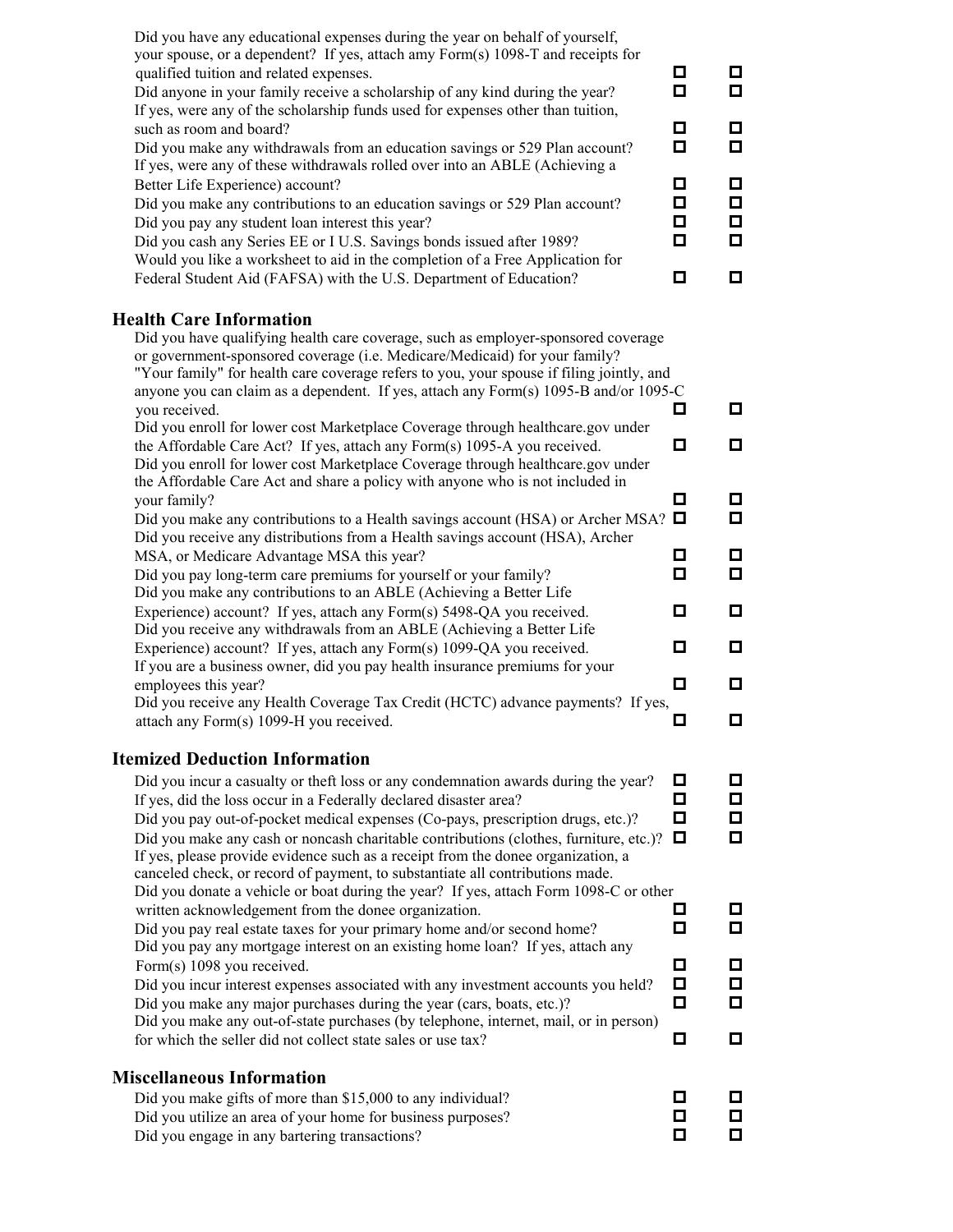| | | |
|---|---|---|
| Did you have any educational expenses during the year on behalf of yourself, your spouse, or a dependent? If yes, attach amy Form(s) 1098-T and receipts for qualified tuition and related expenses. | ☐ | ☐ |
| Did anyone in your family receive a scholarship of any kind during the year? | ☐ | ☐ |
| If yes, were any of the scholarship funds used for expenses other than tuition, such as room and board? | ☐ | ☐ |
| Did you make any withdrawals from an education savings or 529 Plan account? | ☐ | ☐ |
| If yes, were any of these withdrawals rolled over into an ABLE (Achieving a Better Life Experience) account? | ☐ | ☐ |
| Did you make any contributions to an education savings or 529 Plan account? | ☐ | ☐ |
| Did you pay any student loan interest this year? | ☐ | ☐ |
| Did you cash any Series EE or I U.S. Savings bonds issued after 1989? | ☐ | ☐ |
| Would you like a worksheet to aid in the completion of a Free Application for Federal Student Aid (FAFSA) with the U.S. Department of Education? | ☐ | ☐ |

## Health Care Information

| | | |
|---|---|---|
| Did you have qualifying health care coverage, such as employer-sponsored coverage or government-sponsored coverage (i.e. Medicare/Medicaid) for your family? "Your family" for health care coverage refers to you, your spouse if filing jointly, and anyone you can claim as a dependent. If yes, attach any Form(s) 1095-B and/or 1095-C you received. | ☐ | ☐ |
| Did you enroll for lower cost Marketplace Coverage through healthcare.gov under the Affordable Care Act? If yes, attach any Form(s) 1095-A you received. | ☐ | ☐ |
| Did you enroll for lower cost Marketplace Coverage through healthcare.gov under the Affordable Care Act and share a policy with anyone who is not included in your family? | ☐ | ☐ |
| Did you make any contributions to a Health savings account (HSA) or Archer MSA? | ☐ | ☐ |
| Did you receive any distributions from a Health savings account (HSA), Archer MSA, or Medicare Advantage MSA this year? | ☐ | ☐ |
| Did you pay long-term care premiums for yourself or your family? | ☐ | ☐ |
| Did you make any contributions to an ABLE (Achieving a Better Life Experience) account? If yes, attach any Form(s) 5498-QA you received. | ☐ | ☐ |
| Did you receive any withdrawals from an ABLE (Achieving a Better Life Experience) account? If yes, attach any Form(s) 1099-QA you received. | ☐ | ☐ |
| If you are a business owner, did you pay health insurance premiums for your employees this year? | ☐ | ☐ |
| Did you receive any Health Coverage Tax Credit (HCTC) advance payments? If yes, attach any Form(s) 1099-H you received. | ☐ | ☐ |

## Itemized Deduction Information

| | | |
|---|---|---|
| Did you incur a casualty or theft loss or any condemnation awards during the year? | ☐ | ☐ |
| If yes, did the loss occur in a Federally declared disaster area? | ☐ | ☐ |
| Did you pay out-of-pocket medical expenses (Co-pays, prescription drugs, etc.)? | ☐ | ☐ |
| Did you make any cash or noncash charitable contributions (clothes, furniture, etc.)? If yes, please provide evidence such as a receipt from the donee organization, a canceled check, or record of payment, to substantiate all contributions made. | ☐ | ☐ |
| Did you donate a vehicle or boat during the year? If yes, attach Form 1098-C or other written acknowledgement from the donee organization. | ☐ | ☐ |
| Did you pay real estate taxes for your primary home and/or second home? | ☐ | ☐ |
| Did you pay any mortgage interest on an existing home loan? If yes, attach any Form(s) 1098 you received. | ☐ | ☐ |
| Did you incur interest expenses associated with any investment accounts you held? | ☐ | ☐ |
| Did you make any major purchases during the year (cars, boats, etc.)? | ☐ | ☐ |
| Did you make any out-of-state purchases (by telephone, internet, mail, or in person) for which the seller did not collect state sales or use tax? | ☐ | ☐ |

## Miscellaneous Information

| | | |
|---|---|---|
| Did you make gifts of more than $15,000 to any individual? | ☐ | ☐ |
| Did you utilize an area of your home for business purposes? | ☐ | ☐ |
| Did you engage in any bartering transactions? | ☐ | ☐ |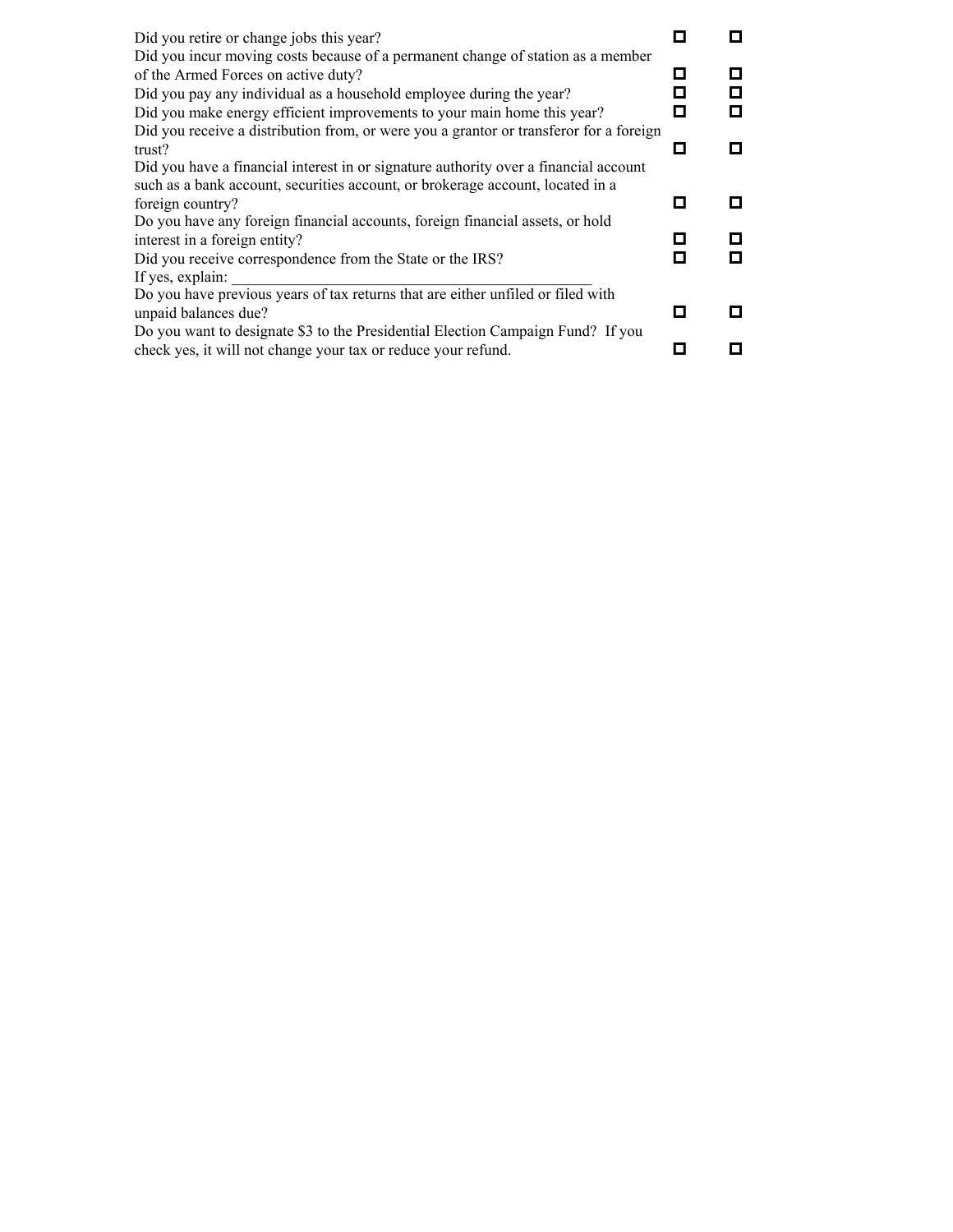| | | |
|---|---|---|
| Did you retire or change jobs this year? | ☐ | ☐ |
| Did you incur moving costs because of a permanent change of station as a member of the Armed Forces on active duty? | ☐ | ☐ |
| Did you pay any individual as a household employee during the year? | ☐ | ☐ |
| Did you make energy efficient improvements to your main home this year? | ☐ | ☐ |
| Did you receive a distribution from, or were you a grantor or transferor for a foreign trust? | ☐ | ☐ |
| Did you have a financial interest in or signature authority over a financial account such as a bank account, securities account, or brokerage account, located in a foreign country? | ☐ | ☐ |
| Do you have any foreign financial accounts, foreign financial assets, or hold interest in a foreign entity? | ☐ | ☐ |
| Did you receive correspondence from the State or the IRS? | ☐ | ☐ |
| If yes, explain: ______________________________________________ | | |
| Do you have previous years of tax returns that are either unfiled or filed with unpaid balances due? | ☐ | ☐ |
| Do you want to designate $3 to the Presidential Election Campaign Fund? If you check yes, it will not change your tax or reduce your refund. | ☐ | ☐ |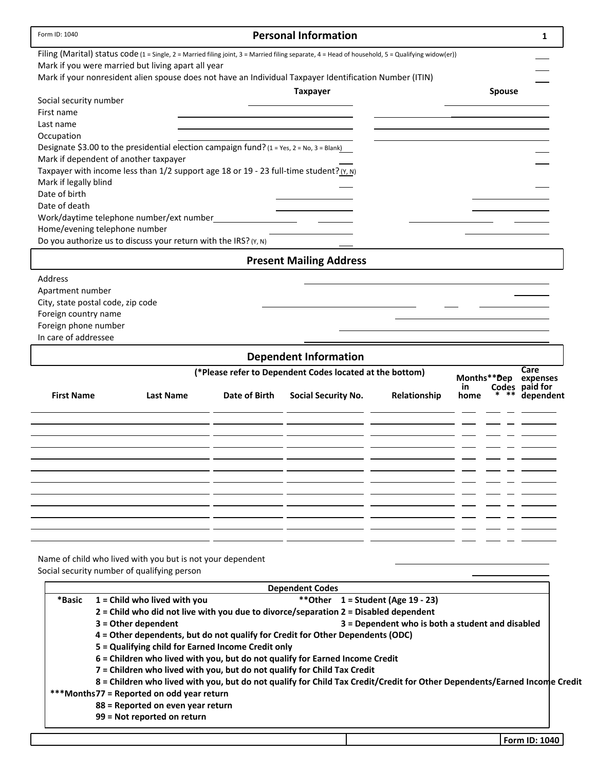Form ID: 1040

## Personal Information

Filing (Marital) status code (1 = Single, 2 = Married filing joint, 3 = Married filing separate, 4 = Head of household, 5 = Qualifying widow(er)) ___

Mark if you were married but living apart all year ___

Mark if your nonresident alien spouse does not have an Individual Taxpayer Identification Number (ITIN) ___

| | Taxpayer | Spouse |
|---|---|---|
| Social security number | | |
| First name | | |
| Last name | | |
| Occupation | | |
| Designate $3.00 to the presidential election campaign fund? (1 = Yes, 2 = No, 3 = Blank) | | |
| Mark if dependent of another taxpayer | | |
| Taxpayer with income less than 1/2 support age 18 or 19 - 23 full-time student? (Y, N) | | |
| Mark if legally blind | | |
| Date of birth | | |
| Date of death | | |
| Work/daytime telephone number/ext number | | |
| Home/evening telephone number | | |
| Do you authorize us to discuss your return with the IRS? (Y, N) | | |

## Present Mailing Address

Address ___

Apartment number ___

City, state postal code, zip code ___ ___ ___

Foreign country name ___

Foreign phone number ___

In care of addressee ___

## Dependent Information

(*Please refer to Dependent Codes located at the bottom)

| First Name | Last Name | Date of Birth | Social Security No. | Relationship | Months*** in home | Dep Codes * | Dep Codes ** | Care expenses paid for dependent |
|---|---|---|---|---|---|---|---|---|
| | | | | | | | | |
| | | | | | | | | |
| | | | | | | | | |
| | | | | | | | | |
| | | | | | | | | |
| | | | | | | | | |
| | | | | | | | | |
| | | | | | | | | |
| | | | | | | | | |
| | | | | | | | | |
| | | | | | | | | |

Name of child who lived with you but is not your dependent ___

Social security number of qualifying person ___

**Dependent Codes**

**\*Basic**
- **1 = Child who lived with you**
- **2 = Child who did not live with you due to divorce/separation**
- **3 = Other dependent**
- **4 = Other dependents, but do not qualify for Credit for Other Dependents (ODC)**
- **5 = Qualifying child for Earned Income Credit only**
- **6 = Children who lived with you, but do not qualify for Earned Income Credit**
- **7 = Children who lived with you, but do not qualify for Child Tax Credit**
- **8 = Children who lived with you, but do not qualify for Child Tax Credit/Credit for Other Dependents/Earned Income Credit**

**\*\*Other**
- **1 = Student (Age 19 - 23)**
- **2 = Disabled dependent**
- **3 = Dependent who is both a student and disabled**

**\*\*\*Months**
- **77 = Reported on odd year return**
- **88 = Reported on even year return**
- **99 = Not reported on return**

**Form ID: 1040**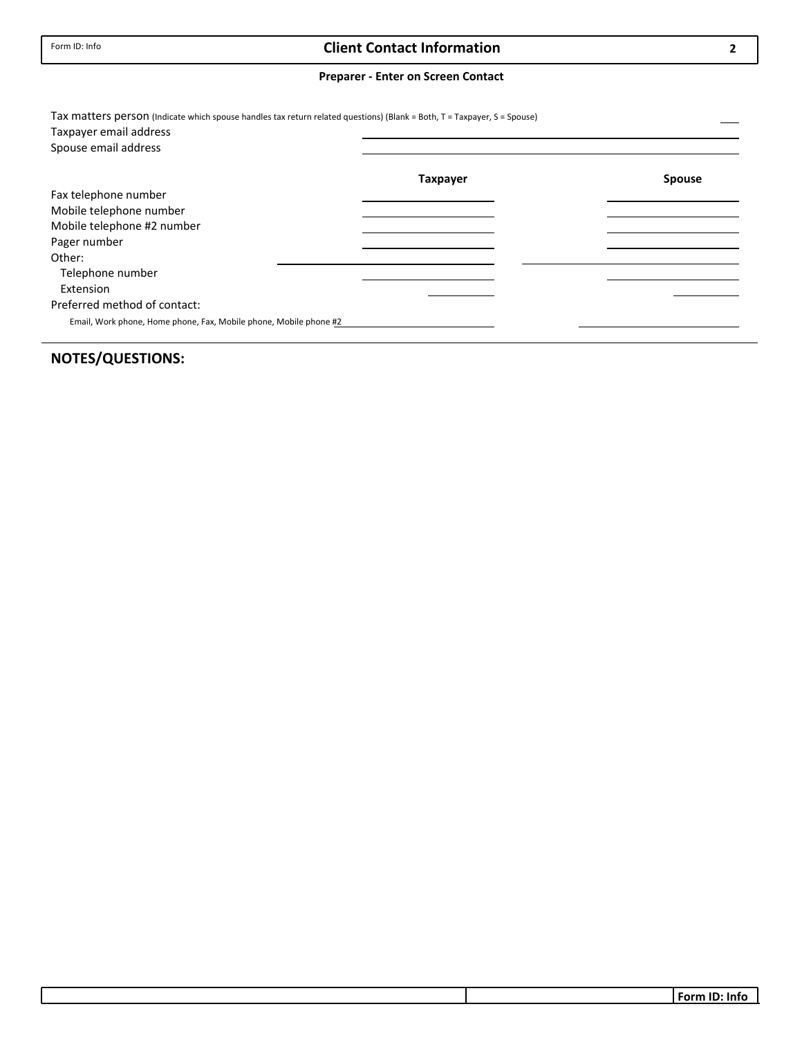Form ID: Info

# Client Contact Information

**Preparer - Enter on Screen Contact**

Tax matters person (Indicate which spouse handles tax return related questions) (Blank = Both, T = Taxpayer, S = Spouse) \_\_\_

Taxpayer email address \_\_\_\_\_\_\_\_\_\_\_\_\_\_\_\_\_\_\_\_

Spouse email address \_\_\_\_\_\_\_\_\_\_\_\_\_\_\_\_\_\_\_\_

| | Taxpayer | Spouse |
|---|---|---|
| Fax telephone number | | |
| Mobile telephone number | | |
| Mobile telephone #2 number | | |
| Pager number | | |
| Other: | | |
| Telephone number | | |
| Extension | | |
| Preferred method of contact: | | |
| Email, Work phone, Home phone, Fax, Mobile phone, Mobile phone #2 | | |

## NOTES/QUESTIONS: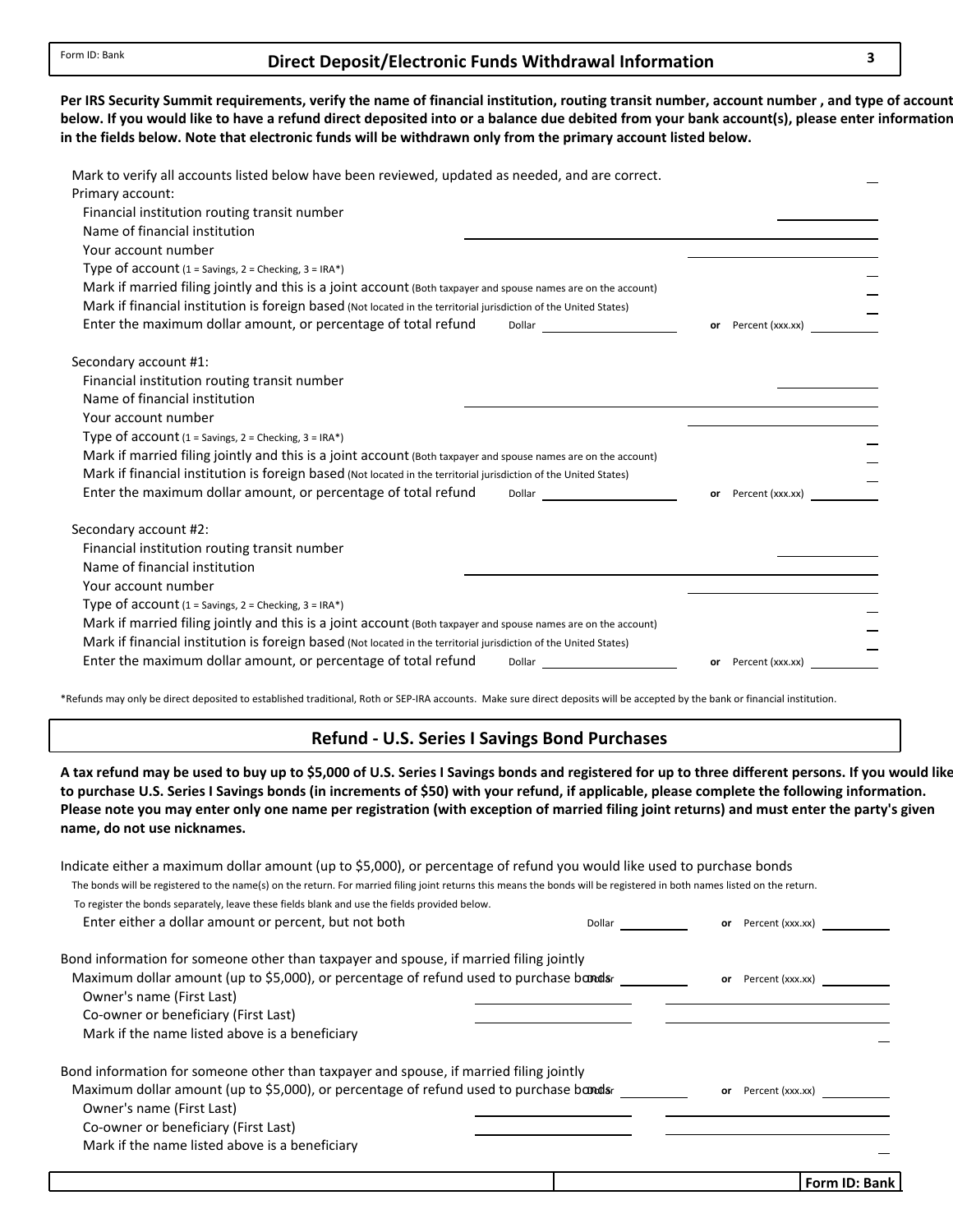## Direct Deposit/Electronic Funds Withdrawal Information

**Per IRS Security Summit requirements, verify the name of financial institution, routing transit number, account number , and type of account below. If you would like to have a refund direct deposited into or a balance due debited from your bank account(s), please enter information in the fields below. Note that electronic funds will be withdrawn only from the primary account listed below.**

Mark to verify all accounts listed below have been reviewed, updated as needed, and are correct.

Primary account:
- Financial institution routing transit number
- Name of financial institution
- Your account number
- Type of account (1 = Savings, 2 = Checking, 3 = IRA*)
- Mark if married filing jointly and this is a joint account (Both taxpayer and spouse names are on the account)
- Mark if financial institution is foreign based (Not located in the territorial jurisdiction of the United States)
- Enter the maximum dollar amount, or percentage of total refund Dollar ______ **or** Percent (xxx.xx) ______

Secondary account #1:
- Financial institution routing transit number
- Name of financial institution
- Your account number
- Type of account (1 = Savings, 2 = Checking, 3 = IRA*)
- Mark if married filing jointly and this is a joint account (Both taxpayer and spouse names are on the account)
- Mark if financial institution is foreign based (Not located in the territorial jurisdiction of the United States)
- Enter the maximum dollar amount, or percentage of total refund Dollar ______ **or** Percent (xxx.xx) ______

Secondary account #2:
- Financial institution routing transit number
- Name of financial institution
- Your account number
- Type of account (1 = Savings, 2 = Checking, 3 = IRA*)
- Mark if married filing jointly and this is a joint account (Both taxpayer and spouse names are on the account)
- Mark if financial institution is foreign based (Not located in the territorial jurisdiction of the United States)
- Enter the maximum dollar amount, or percentage of total refund Dollar ______ **or** Percent (xxx.xx) ______

*Refunds may only be direct deposited to established traditional, Roth or SEP-IRA accounts. Make sure direct deposits will be accepted by the bank or financial institution.

## Refund - U.S. Series I Savings Bond Purchases

**A tax refund may be used to buy up to $5,000 of U.S. Series I Savings bonds and registered for up to three different persons. If you would like to purchase U.S. Series I Savings bonds (in increments of $50) with your refund, if applicable, please complete the following information. Please note you may enter only one name per registration (with exception of married filing joint returns) and must enter the party's given name, do not use nicknames.**

Indicate either a maximum dollar amount (up to $5,000), or percentage of refund you would like used to purchase bonds

The bonds will be registered to the name(s) on the return. For married filing joint returns this means the bonds will be registered in both names listed on the return.

To register the bonds separately, leave these fields blank and use the fields provided below.

- Enter either a dollar amount or percent, but not both Dollar ______ **or** Percent (xxx.xx) ______

Bond information for someone other than taxpayer and spouse, if married filing jointly
- Maximum dollar amount (up to $5,000), or percentage of refund used to purchase bonds Dollar ______ **or** Percent (xxx.xx) ______
- Owner's name (First Last)
- Co-owner or beneficiary (First Last)
- Mark if the name listed above is a beneficiary

Bond information for someone other than taxpayer and spouse, if married filing jointly
- Maximum dollar amount (up to $5,000), or percentage of refund used to purchase bonds Dollar ______ **or** Percent (xxx.xx) ______
- Owner's name (First Last)
- Co-owner or beneficiary (First Last)
- Mark if the name listed above is a beneficiary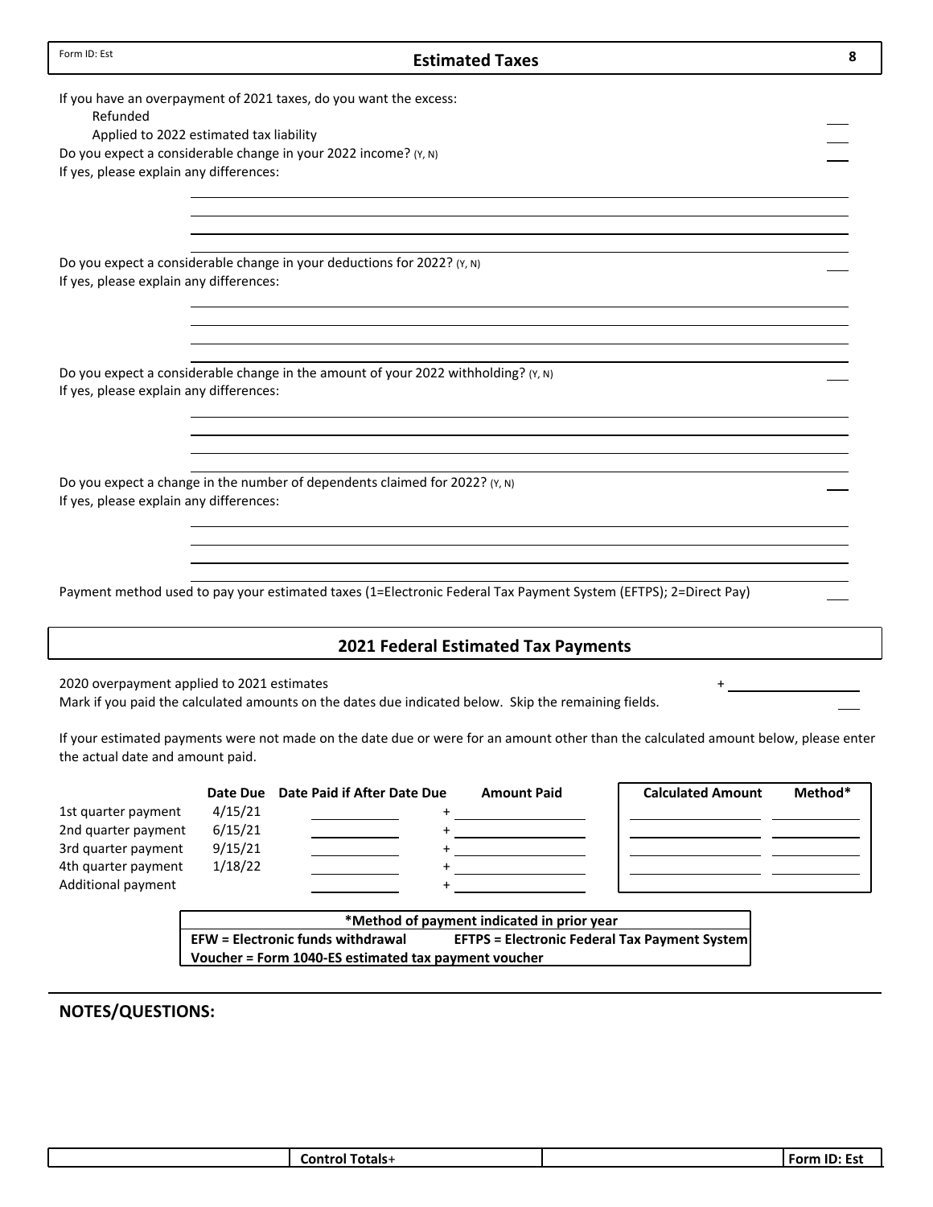Form ID: Est

## Estimated Taxes

If you have an overpayment of 2021 taxes, do you want the excess:

- Refunded ___
- Applied to 2022 estimated tax liability ___

Do you expect a considerable change in your 2022 income? (Y, N) ___

If yes, please explain any differences:

Do you expect a considerable change in your deductions for 2022? (Y, N) ___

If yes, please explain any differences:

Do you expect a considerable change in the amount of your 2022 withholding? (Y, N) ___

If yes, please explain any differences:

Do you expect a change in the number of dependents claimed for 2022? (Y, N) ___

If yes, please explain any differences:

Payment method used to pay your estimated taxes (1=Electronic Federal Tax Payment System (EFTPS); 2=Direct Pay) ___

## 2021 Federal Estimated Tax Payments

2020 overpayment applied to 2021 estimates + ___

Mark if you paid the calculated amounts on the dates due indicated below. Skip the remaining fields. ___

If your estimated payments were not made on the date due or were for an amount other than the calculated amount below, please enter the actual date and amount paid.

| | Date Due | Date Paid if After Date Due | Amount Paid | Calculated Amount | Method* |
|---|---|---|---|---|---|
| 1st quarter payment | 4/15/21 | | + | | |
| 2nd quarter payment | 6/15/21 | | + | | |
| 3rd quarter payment | 9/15/21 | | + | | |
| 4th quarter payment | 1/18/22 | | + | | |
| Additional payment | | | + | | |

**\*Method of payment indicated in prior year**

**EFW = Electronic funds withdrawal** **EFTPS = Electronic Federal Tax Payment System**

**Voucher = Form 1040-ES estimated tax payment voucher**

## NOTES/QUESTIONS:

| | Control Totals+ | | Form ID: Est |
|---|---|---|---|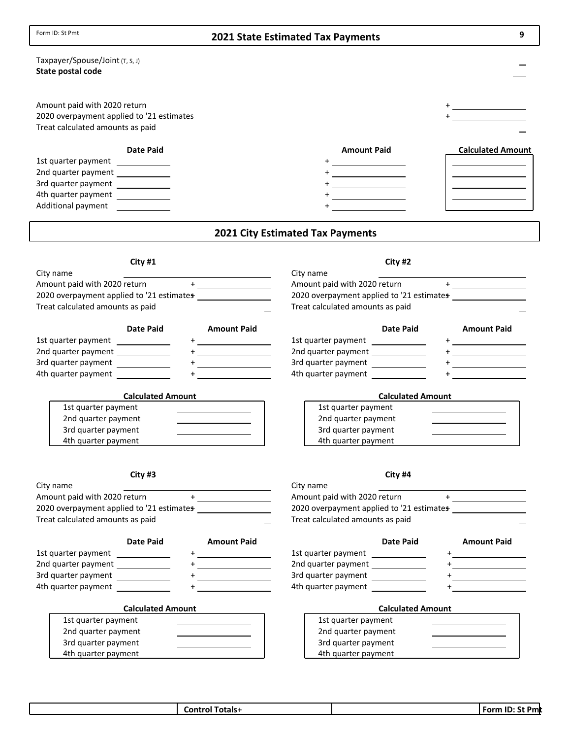Form ID: St Pmt

# 2021 State Estimated Tax Payments

Taxpayer/Spouse/Joint (T, S, J) \_

**State postal code** \_\_

| | |
|---|---|
| Amount paid with 2020 return | + |
| 2020 overpayment applied to '21 estimates | + |
| Treat calculated amounts as paid | \_ |

| | Date Paid | Amount Paid | Calculated Amount |
|---|---|---|---|
| 1st quarter payment | | + | |
| 2nd quarter payment | | + | |
| 3rd quarter payment | | + | |
| 4th quarter payment | | + | |
| Additional payment | | + | |

# 2021 City Estimated Tax Payments

## City #1

| | |
|---|---|
| City name | |
| Amount paid with 2020 return | + |
| 2020 overpayment applied to '21 estimates | + |
| Treat calculated amounts as paid | \_ |

| | Date Paid | Amount Paid |
|---|---|---|
| 1st quarter payment | | + |
| 2nd quarter payment | | + |
| 3rd quarter payment | | + |
| 4th quarter payment | | + |

**Calculated Amount**

| | |
|---|---|
| 1st quarter payment | |
| 2nd quarter payment | |
| 3rd quarter payment | |
| 4th quarter payment | |

## City #2

| | |
|---|---|
| City name | |
| Amount paid with 2020 return | + |
| 2020 overpayment applied to '21 estimates | + |
| Treat calculated amounts as paid | \_ |

| | Date Paid | Amount Paid |
|---|---|---|
| 1st quarter payment | | + |
| 2nd quarter payment | | + |
| 3rd quarter payment | | + |
| 4th quarter payment | | + |

**Calculated Amount**

| | |
|---|---|
| 1st quarter payment | |
| 2nd quarter payment | |
| 3rd quarter payment | |
| 4th quarter payment | |

## City #3

| | |
|---|---|
| City name | |
| Amount paid with 2020 return | + |
| 2020 overpayment applied to '21 estimates | + |
| Treat calculated amounts as paid | \_ |

| | Date Paid | Amount Paid |
|---|---|---|
| 1st quarter payment | | + |
| 2nd quarter payment | | + |
| 3rd quarter payment | | + |
| 4th quarter payment | | + |

**Calculated Amount**

| | |
|---|---|
| 1st quarter payment | |
| 2nd quarter payment | |
| 3rd quarter payment | |
| 4th quarter payment | |

## City #4

| | |
|---|---|
| City name | |
| Amount paid with 2020 return | + |
| 2020 overpayment applied to '21 estimates | + |
| Treat calculated amounts as paid | \_ |

| | Date Paid | Amount Paid |
|---|---|---|
| 1st quarter payment | | + |
| 2nd quarter payment | | + |
| 3rd quarter payment | | + |
| 4th quarter payment | | + |

**Calculated Amount**

| | |
|---|---|
| 1st quarter payment | |
| 2nd quarter payment | |
| 3rd quarter payment | |
| 4th quarter payment | |

| | **Control Totals**+ | | **Form ID: St Pmt** |
|---|---|---|---|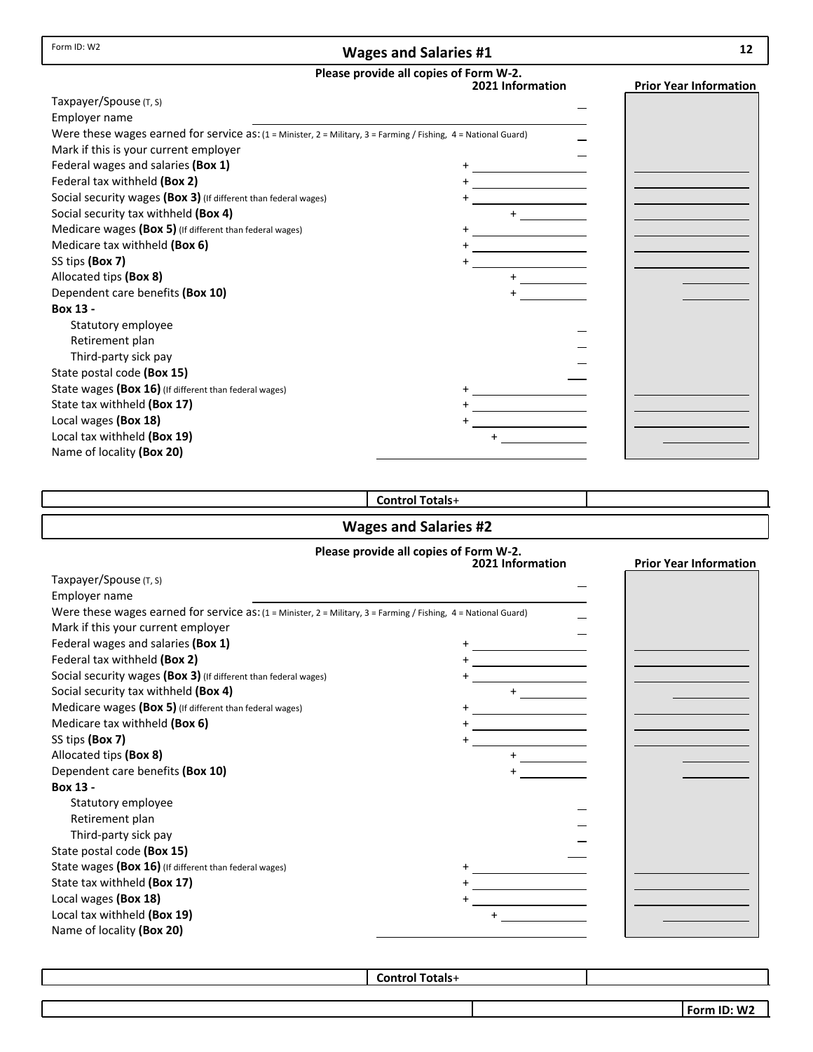Form ID: W2

## Wages and Salaries #1

**Please provide all copies of Form W-2.**

| | 2021 Information | Prior Year Information |
|---|---|---|
| Taxpayer/Spouse (T, S) | | |
| Employer name | | |
| Were these wages earned for service as: (1 = Minister, 2 = Military, 3 = Farming / Fishing, 4 = National Guard) | | |
| Mark if this is your current employer | | |
| Federal wages and salaries **(Box 1)** | + | |
| Federal tax withheld **(Box 2)** | + | |
| Social security wages **(Box 3)** (If different than federal wages) | + | |
| Social security tax withheld **(Box 4)** | + | |
| Medicare wages **(Box 5)** (If different than federal wages) | + | |
| Medicare tax withheld **(Box 6)** | + | |
| SS tips **(Box 7)** | + | |
| Allocated tips **(Box 8)** | + | |
| Dependent care benefits **(Box 10)** | + | |
| **Box 13 -** | | |
| Statutory employee | | |
| Retirement plan | | |
| Third-party sick pay | | |
| State postal code **(Box 15)** | | |
| State wages **(Box 16)** (If different than federal wages) | + | |
| State tax withheld **(Box 17)** | + | |
| Local wages **(Box 18)** | + | |
| Local tax withheld **(Box 19)** | + | |
| Name of locality **(Box 20)** | | |

**Control Totals**+

## Wages and Salaries #2

**Please provide all copies of Form W-2.**

| | 2021 Information | Prior Year Information |
|---|---|---|
| Taxpayer/Spouse (T, S) | | |
| Employer name | | |
| Were these wages earned for service as: (1 = Minister, 2 = Military, 3 = Farming / Fishing, 4 = National Guard) | | |
| Mark if this your current employer | | |
| Federal wages and salaries **(Box 1)** | + | |
| Federal tax withheld **(Box 2)** | + | |
| Social security wages **(Box 3)** (If different than federal wages) | + | |
| Social security tax withheld **(Box 4)** | + | |
| Medicare wages **(Box 5)** (If different than federal wages) | + | |
| Medicare tax withheld **(Box 6)** | + | |
| SS tips **(Box 7)** | + | |
| Allocated tips **(Box 8)** | + | |
| Dependent care benefits **(Box 10)** | + | |
| **Box 13 -** | | |
| Statutory employee | | |
| Retirement plan | | |
| Third-party sick pay | | |
| State postal code **(Box 15)** | | |
| State wages **(Box 16)** (If different than federal wages) | + | |
| State tax withheld **(Box 17)** | + | |
| Local wages **(Box 18)** | + | |
| Local tax withheld **(Box 19)** | + | |
| Name of locality **(Box 20)** | | |

**Control Totals**+

Form ID: W2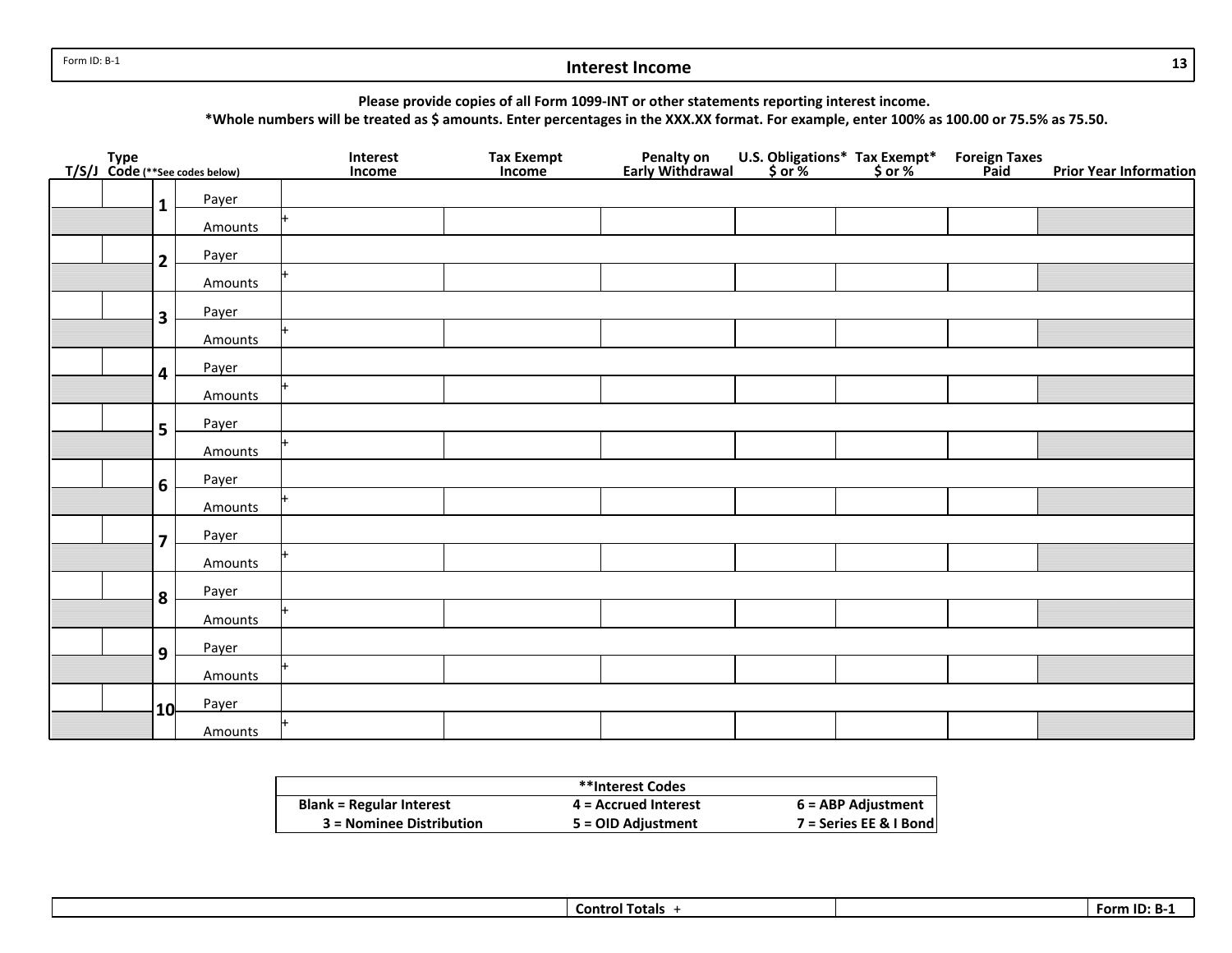Form ID: B-1

# Interest Income

**Please provide copies of all Form 1099-INT or other statements reporting interest income.**
**\*Whole numbers will be treated as $ amounts. Enter percentages in the XXX.XX format. For example, enter 100% as 100.00 or 75.5% as 75.50.**

| T/S/J | Type Code (**See codes below) | | | Interest Income | Tax Exempt Income | Penalty on Early Withdrawal | U.S. Obligations* $ or % | Tax Exempt* $ or % | Foreign Taxes Paid | Prior Year Information |
|---|---|---|---|---|---|---|---|---|---|---|
| | | 1 | Payer | | | | | | | |
| | | | Amounts | + | | | | | | |
| | | 2 | Payer | | | | | | | |
| | | | Amounts | + | | | | | | |
| | | 3 | Payer | | | | | | | |
| | | | Amounts | + | | | | | | |
| | | 4 | Payer | | | | | | | |
| | | | Amounts | + | | | | | | |
| | | 5 | Payer | | | | | | | |
| | | | Amounts | + | | | | | | |
| | | 6 | Payer | | | | | | | |
| | | | Amounts | + | | | | | | |
| | | 7 | Payer | | | | | | | |
| | | | Amounts | + | | | | | | |
| | | 8 | Payer | | | | | | | |
| | | | Amounts | + | | | | | | |
| | | 9 | Payer | | | | | | | |
| | | | Amounts | + | | | | | | |
| | | 10 | Payer | | | | | | | |
| | | | Amounts | + | | | | | | |

| **Interest Codes | | |
|---|---|---|
| **Blank = Regular Interest** | **4 = Accrued Interest** | **6 = ABP Adjustment** |
| **3 = Nominee Distribution** | **5 = OID Adjustment** | **7 = Series EE & I Bond** |

| | **Control Totals** + | | **Form ID: B-1** |
|---|---|---|---|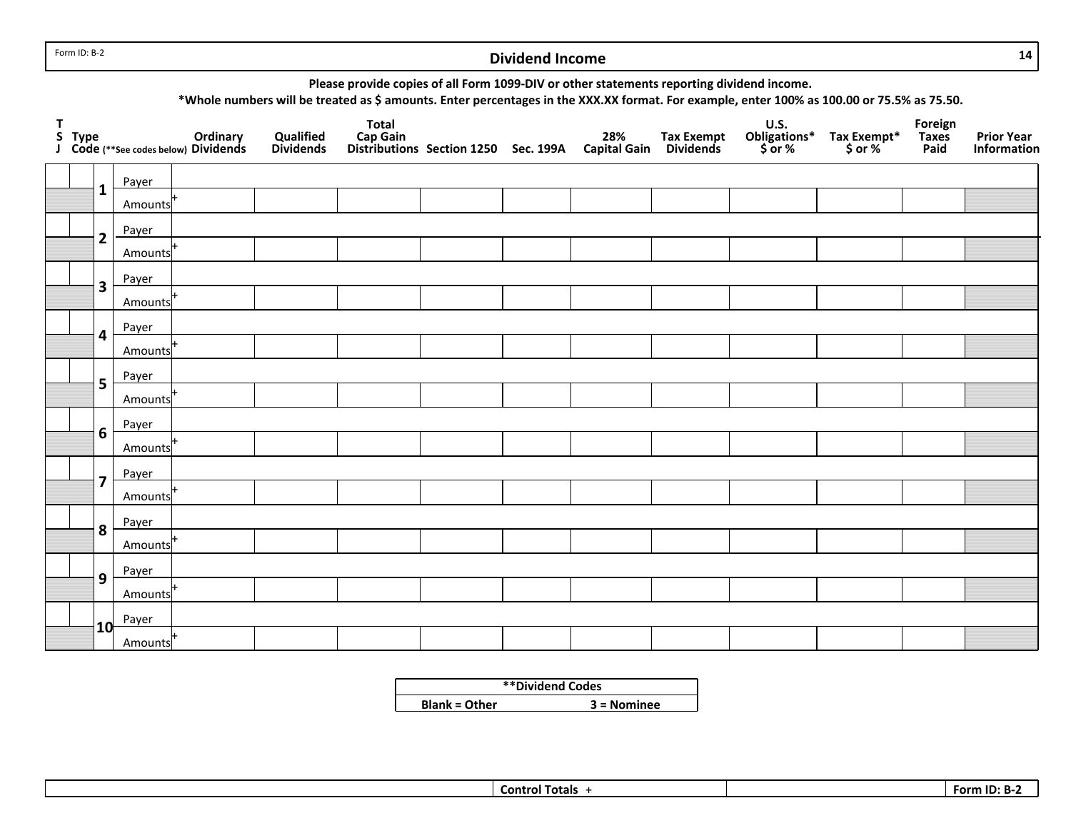Form ID: B-2

# Dividend Income

**Please provide copies of all Form 1099-DIV or other statements reporting dividend income.**

**\*Whole numbers will be treated as $ amounts. Enter percentages in the XXX.XX format. For example, enter 100% as 100.00 or 75.5% as 75.50.**

| T S J | Type Code (**See codes below) | # | | Ordinary Dividends | Qualified Dividends | Total Cap Gain Distributions | Section 1250 | Sec. 199A | 28% Capital Gain | Tax Exempt Dividends | U.S. Obligations* $ or % | Tax Exempt* $ or % | Foreign Taxes Paid | Prior Year Information |
|---|---|---|---|---|---|---|---|---|---|---|---|---|---|---|
| | | 1 | Payer | | | | | | | | | | | |
| | | | Amounts + | | | | | | | | | | | |
| | | 2 | Payer | | | | | | | | | | | |
| | | | Amounts + | | | | | | | | | | | |
| | | 3 | Payer | | | | | | | | | | | |
| | | | Amounts + | | | | | | | | | | | |
| | | 4 | Payer | | | | | | | | | | | |
| | | | Amounts + | | | | | | | | | | | |
| | | 5 | Payer | | | | | | | | | | | |
| | | | Amounts + | | | | | | | | | | | |
| | | 6 | Payer | | | | | | | | | | | |
| | | | Amounts + | | | | | | | | | | | |
| | | 7 | Payer | | | | | | | | | | | |
| | | | Amounts + | | | | | | | | | | | |
| | | 8 | Payer | | | | | | | | | | | |
| | | | Amounts + | | | | | | | | | | | |
| | | 9 | Payer | | | | | | | | | | | |
| | | | Amounts + | | | | | | | | | | | |
| | | 10 | Payer | | | | | | | | | | | |
| | | | Amounts + | | | | | | | | | | | |

| **\*\*Dividend Codes** | |
|---|---|
| **Blank = Other** | **3 = Nominee** |

| Control Totals + | | Form ID: B-2 |
|---|---|---|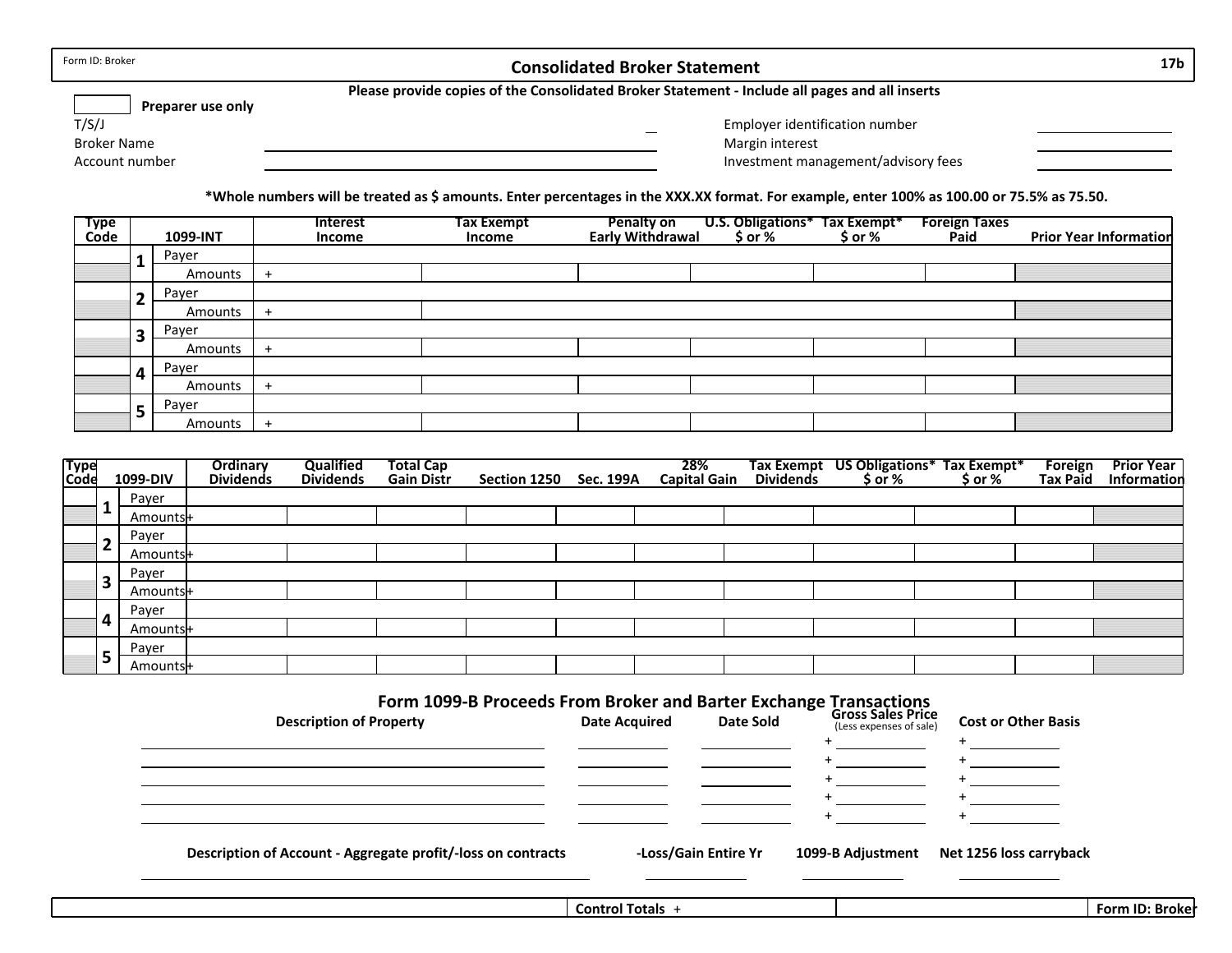Form ID: Broker

# Consolidated Broker Statement

**17b**

**Please provide copies of the Consolidated Broker Statement - Include all pages and all inserts**

**Preparer use only**

| | | | |
|---|---|---|---|
| T/S/J | | Employer identification number | |
| Broker Name | | Margin interest | |
| Account number | | Investment management/advisory fees | |

**\*Whole numbers will be treated as $ amounts. Enter percentages in the XXX.XX format. For example, enter 100% as 100.00 or 75.5% as 75.50.**

| Type Code | | 1099-INT | Interest Income | Tax Exempt Income | Penalty on Early Withdrawal | U.S. Obligations* $ or % | Tax Exempt* $ or % | Foreign Taxes Paid | Prior Year Information |
|---|---|---|---|---|---|---|---|---|---|
| | 1 | Payer | | | | | | | |
| | | Amounts | + | | | | | | |
| | 2 | Payer | | | | | | | |
| | | Amounts | + | | | | | | |
| | 3 | Payer | | | | | | | |
| | | Amounts | + | | | | | | |
| | 4 | Payer | | | | | | | |
| | | Amounts | + | | | | | | |
| | 5 | Payer | | | | | | | |
| | | Amounts | + | | | | | | |

| Type Code | | 1099-DIV | Ordinary Dividends | Qualified Dividends | Total Cap Gain Distr | Section 1250 | Sec. 199A | 28% Capital Gain | Tax Exempt Dividends | US Obligations* $ or % | Tax Exempt* $ or % | Foreign Tax Paid | Prior Year Information |
|---|---|---|---|---|---|---|---|---|---|---|---|---|---|
| | 1 | Payer | | | | | | | | | | | |
| | | Amounts | + | | | | | | | | | | |
| | 2 | Payer | | | | | | | | | | | |
| | | Amounts | + | | | | | | | | | | |
| | 3 | Payer | | | | | | | | | | | |
| | | Amounts | + | | | | | | | | | | |
| | 4 | Payer | | | | | | | | | | | |
| | | Amounts | + | | | | | | | | | | |
| | 5 | Payer | | | | | | | | | | | |
| | | Amounts | + | | | | | | | | | | |

## Form 1099-B Proceeds From Broker and Barter Exchange Transactions

| Description of Property | Date Acquired | Date Sold | Gross Sales Price (Less expenses of sale) | Cost or Other Basis |
|---|---|---|---|---|
| | | | + | + |
| | | | + | + |
| | | | + | + |
| | | | + | + |
| | | | + | + |

| Description of Account - Aggregate profit/-loss on contracts | -Loss/Gain Entire Yr | 1099-B Adjustment | Net 1256 loss carryback |
|---|---|---|---|
| | | | |

| | Control Totals + | | Form ID: Broker |
|---|---|---|---|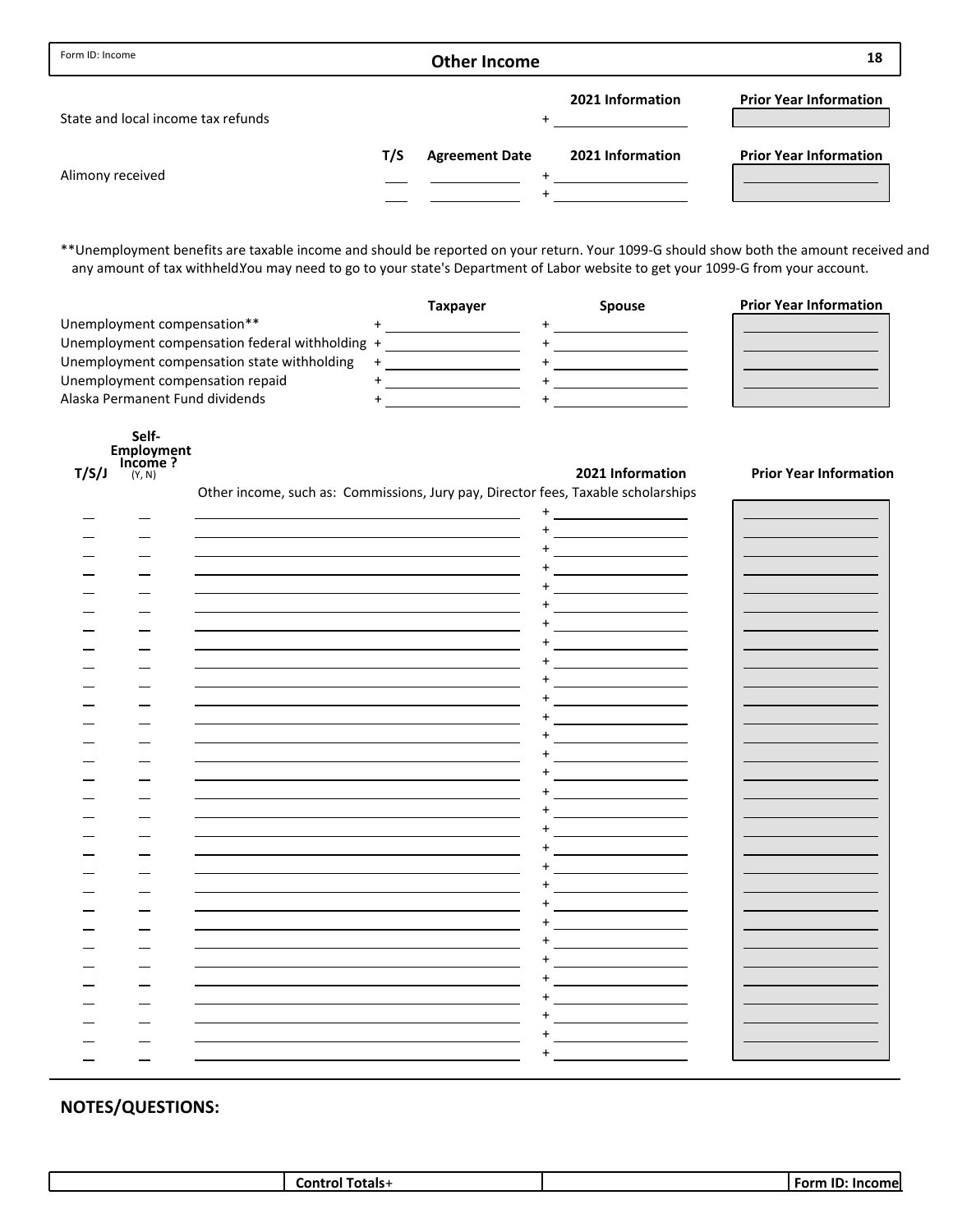Form ID: Income

# Other Income

| | | | 2021 Information | Prior Year Information |
|---|---|---|---|---|
| State and local income tax refunds | | | + | |

| | T/S | Agreement Date | 2021 Information | Prior Year Information |
|---|---|---|---|---|
| Alimony received | | | + | |
| | | | + | |

**Unemployment benefits are taxable income and should be reported on your return. Your 1099-G should show both the amount received and any amount of tax withheld.You may need to go to your state's Department of Labor website to get your 1099-G from your account.

| | Taxpayer | Spouse | Prior Year Information |
|---|---|---|---|
| Unemployment compensation** | + | + | |
| Unemployment compensation federal withholding | + | + | |
| Unemployment compensation state withholding | + | + | |
| Unemployment compensation repaid | + | + | |
| Alaska Permanent Fund dividends | + | + | |

| T/S/J | Self-Employment Income ? (Y, N) | Other income, such as: Commissions, Jury pay, Director fees, Taxable scholarships | 2021 Information | Prior Year Information |
|---|---|---|---|---|
| | | | + | |
| | | | + | |
| | | | + | |
| | | | + | |
| | | | + | |
| | | | + | |
| | | | + | |
| | | | + | |
| | | | + | |
| | | | + | |
| | | | + | |
| | | | + | |
| | | | + | |
| | | | + | |
| | | | + | |
| | | | + | |
| | | | + | |
| | | | + | |
| | | | + | |
| | | | + | |
| | | | + | |
| | | | + | |
| | | | + | |
| | | | + | |
| | | | + | |
| | | | + | |
| | | | + | |
| | | | + | |
| | | | + | |
| | | | + | |

## NOTES/QUESTIONS:

| | Control Totals+ | | Form ID: Income |
|---|---|---|---|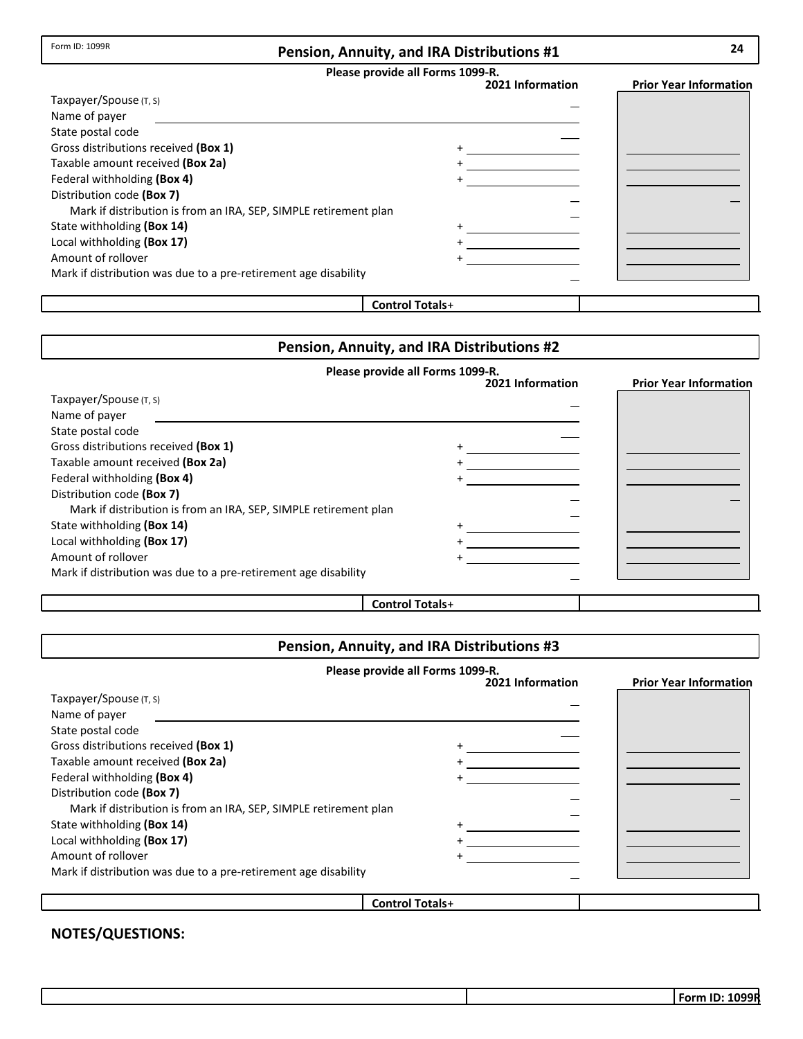Form ID: 1099R

## Pension, Annuity, and IRA Distributions #1

**Please provide all Forms 1099-R.**

| | 2021 Information | Prior Year Information |
|---|---|---|
| Taxpayer/Spouse (T, S) | | |
| Name of payer | | |
| State postal code | | |
| Gross distributions received **(Box 1)** | + | |
| Taxable amount received **(Box 2a)** | + | |
| Federal withholding **(Box 4)** | + | |
| Distribution code **(Box 7)** | | |
| Mark if distribution is from an IRA, SEP, SIMPLE retirement plan | | |
| State withholding **(Box 14)** | + | |
| Local withholding **(Box 17)** | + | |
| Amount of rollover | + | |
| Mark if distribution was due to a pre-retirement age disability | | |
| **Control Totals**+ | | |

## Pension, Annuity, and IRA Distributions #2

**Please provide all Forms 1099-R.**

| | 2021 Information | Prior Year Information |
|---|---|---|
| Taxpayer/Spouse (T, S) | | |
| Name of payer | | |
| State postal code | | |
| Gross distributions received **(Box 1)** | + | |
| Taxable amount received **(Box 2a)** | + | |
| Federal withholding **(Box 4)** | + | |
| Distribution code **(Box 7)** | | |
| Mark if distribution is from an IRA, SEP, SIMPLE retirement plan | | |
| State withholding **(Box 14)** | + | |
| Local withholding **(Box 17)** | + | |
| Amount of rollover | + | |
| Mark if distribution was due to a pre-retirement age disability | | |
| **Control Totals**+ | | |

## Pension, Annuity, and IRA Distributions #3

**Please provide all Forms 1099-R.**

| | 2021 Information | Prior Year Information |
|---|---|---|
| Taxpayer/Spouse (T, S) | | |
| Name of payer | | |
| State postal code | | |
| Gross distributions received **(Box 1)** | + | |
| Taxable amount received **(Box 2a)** | + | |
| Federal withholding **(Box 4)** | + | |
| Distribution code **(Box 7)** | | |
| Mark if distribution is from an IRA, SEP, SIMPLE retirement plan | | |
| State withholding **(Box 14)** | + | |
| Local withholding **(Box 17)** | + | |
| Amount of rollover | + | |
| Mark if distribution was due to a pre-retirement age disability | | |
| **Control Totals**+ | | |

**NOTES/QUESTIONS:**

**Form ID: 1099R**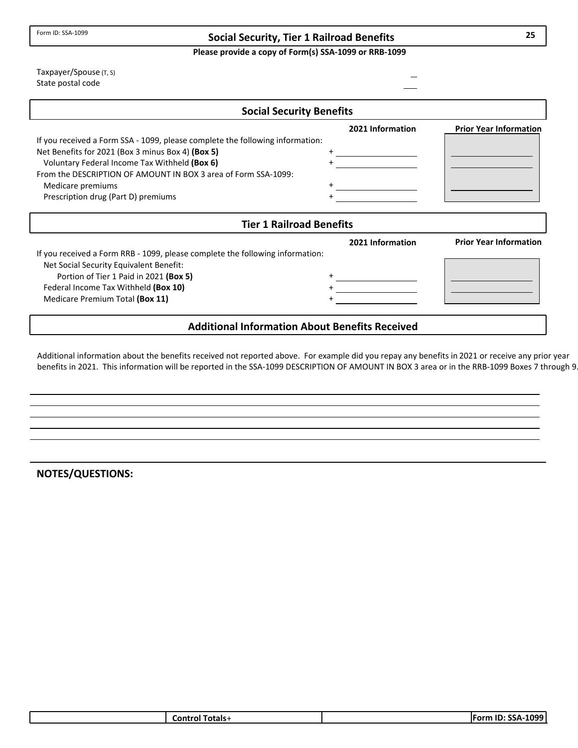Form ID: SSA-1099

# Social Security, Tier 1 Railroad Benefits

**Please provide a copy of Form(s) SSA-1099 or RRB-1099**

Taxpayer/Spouse (T, S) \_\_

State postal code \_\_\_

## Social Security Benefits

| | | 2021 Information | Prior Year Information |
|---|---|---|---|
| If you received a Form SSA - 1099, please complete the following information: | | | |
| Net Benefits for 2021 (Box 3 minus Box 4) **(Box 5)** | + | | |
| Voluntary Federal Income Tax Withheld **(Box 6)** | + | | |
| From the DESCRIPTION OF AMOUNT IN BOX 3 area of Form SSA-1099: | | | |
| Medicare premiums | + | | |
| Prescription drug (Part D) premiums | + | | |

## Tier 1 Railroad Benefits

| | | 2021 Information | Prior Year Information |
|---|---|---|---|
| If you received a Form RRB - 1099, please complete the following information: | | | |
| Net Social Security Equivalent Benefit: | | | |
| Portion of Tier 1 Paid in 2021 **(Box 5)** | + | | |
| Federal Income Tax Withheld **(Box 10)** | + | | |
| Medicare Premium Total **(Box 11)** | + | | |

## Additional Information About Benefits Received

Additional information about the benefits received not reported above. For example did you repay any benefits in 2021 or receive any prior year benefits in 2021. This information will be reported in the SSA-1099 DESCRIPTION OF AMOUNT IN BOX 3 area or in the RRB-1099 Boxes 7 through 9.

**NOTES/QUESTIONS:**

| | Control Totals+ | | Form ID: SSA-1099 |
|---|---|---|---|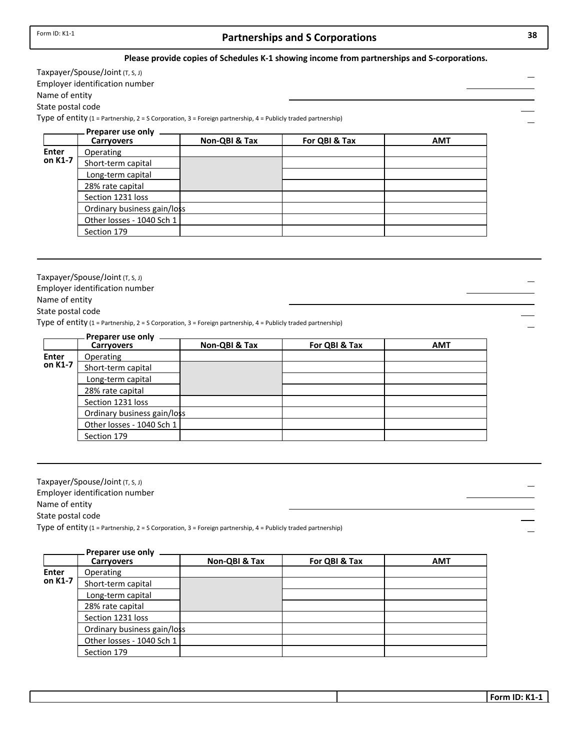Form ID: K1-1

# Partnerships and S Corporations

**Please provide copies of Schedules K-1 showing income from partnerships and S-corporations.**

Taxpayer/Spouse/Joint (T, S, J)
Employer identification number
Name of entity
State postal code
Type of entity (1 = Partnership, 2 = S Corporation, 3 = Foreign partnership, 4 = Publicly traded partnership)

**Preparer use only**

| | Carryovers | Non-QBI & Tax | For QBI & Tax | AMT |
|---|---|---|---|---|
| **Enter on K1-7** | Operating | | | |
| | Short-term capital | | | |
| | Long-term capital | | | |
| | 28% rate capital | | | |
| | Section 1231 loss | | | |
| | Ordinary business gain/loss | | | |
| | Other losses - 1040 Sch 1 | | | |
| | Section 179 | | | |

---

Taxpayer/Spouse/Joint (T, S, J)
Employer identification number
Name of entity
State postal code
Type of entity (1 = Partnership, 2 = S Corporation, 3 = Foreign partnership, 4 = Publicly traded partnership)

**Preparer use only**

| | Carryovers | Non-QBI & Tax | For QBI & Tax | AMT |
|---|---|---|---|---|
| **Enter on K1-7** | Operating | | | |
| | Short-term capital | | | |
| | Long-term capital | | | |
| | 28% rate capital | | | |
| | Section 1231 loss | | | |
| | Ordinary business gain/loss | | | |
| | Other losses - 1040 Sch 1 | | | |
| | Section 179 | | | |

---

Taxpayer/Spouse/Joint (T, S, J)
Employer identification number
Name of entity
State postal code
Type of entity (1 = Partnership, 2 = S Corporation, 3 = Foreign partnership, 4 = Publicly traded partnership)

**Preparer use only**

| | Carryovers | Non-QBI & Tax | For QBI & Tax | AMT |
|---|---|---|---|---|
| **Enter on K1-7** | Operating | | | |
| | Short-term capital | | | |
| | Long-term capital | | | |
| | 28% rate capital | | | |
| | Section 1231 loss | | | |
| | Ordinary business gain/loss | | | |
| | Other losses - 1040 Sch 1 | | | |
| | Section 179 | | | |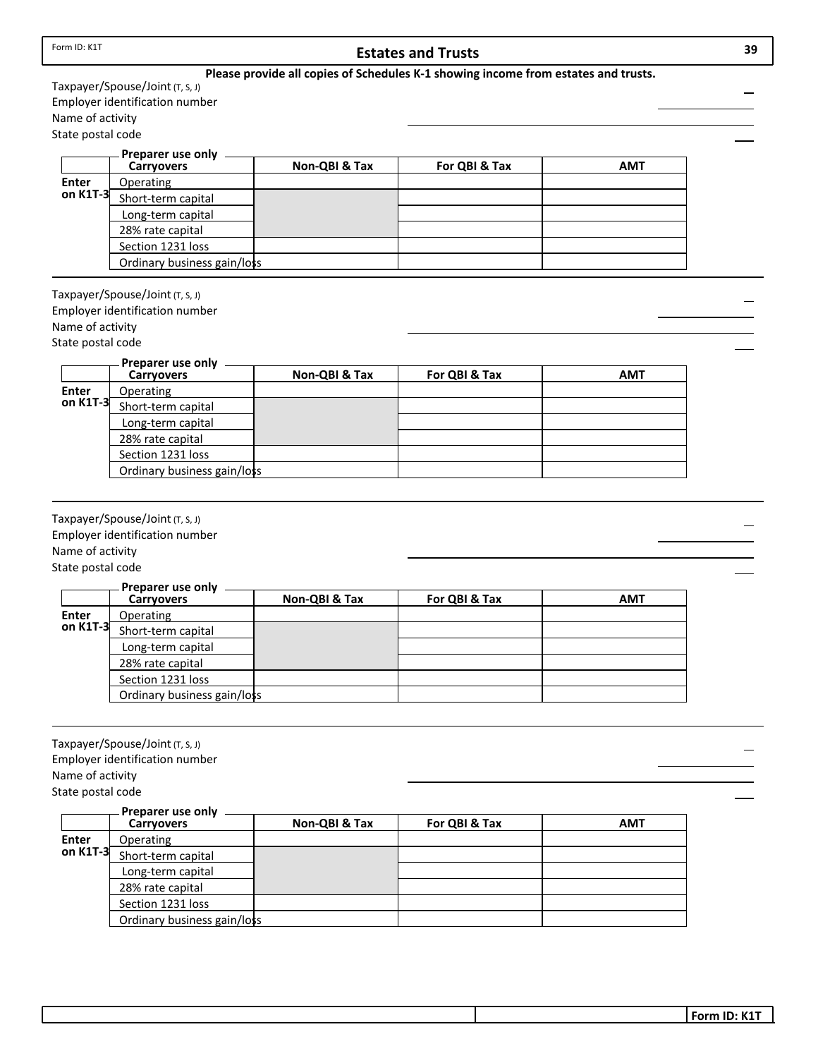Form ID: K1T

## Estates and Trusts

**Please provide all copies of Schedules K-1 showing income from estates and trusts.**

Taxpayer/Spouse/Joint (T, S, J)
Employer identification number
Name of activity
State postal code

| | Preparer use only Carryovers | Non-QBI & Tax | For QBI & Tax | AMT |
|---|---|---|---|---|
| Enter on K1T-3 | Operating | | | |
| | Short-term capital | | | |
| | Long-term capital | | | |
| | 28% rate capital | | | |
| | Section 1231 loss | | | |
| | Ordinary business gain/loss | | | |

Taxpayer/Spouse/Joint (T, S, J)
Employer identification number
Name of activity
State postal code

| | Preparer use only Carryovers | Non-QBI & Tax | For QBI & Tax | AMT |
|---|---|---|---|---|
| Enter on K1T-3 | Operating | | | |
| | Short-term capital | | | |
| | Long-term capital | | | |
| | 28% rate capital | | | |
| | Section 1231 loss | | | |
| | Ordinary business gain/loss | | | |

Taxpayer/Spouse/Joint (T, S, J)
Employer identification number
Name of activity
State postal code

| | Preparer use only Carryovers | Non-QBI & Tax | For QBI & Tax | AMT |
|---|---|---|---|---|
| Enter on K1T-3 | Operating | | | |
| | Short-term capital | | | |
| | Long-term capital | | | |
| | 28% rate capital | | | |
| | Section 1231 loss | | | |
| | Ordinary business gain/loss | | | |

Taxpayer/Spouse/Joint (T, S, J)
Employer identification number
Name of activity
State postal code

| | Preparer use only Carryovers | Non-QBI & Tax | For QBI & Tax | AMT |
|---|---|---|---|---|
| Enter on K1T-3 | Operating | | | |
| | Short-term capital | | | |
| | Long-term capital | | | |
| | 28% rate capital | | | |
| | Section 1231 loss | | | |
| | Ordinary business gain/loss | | | |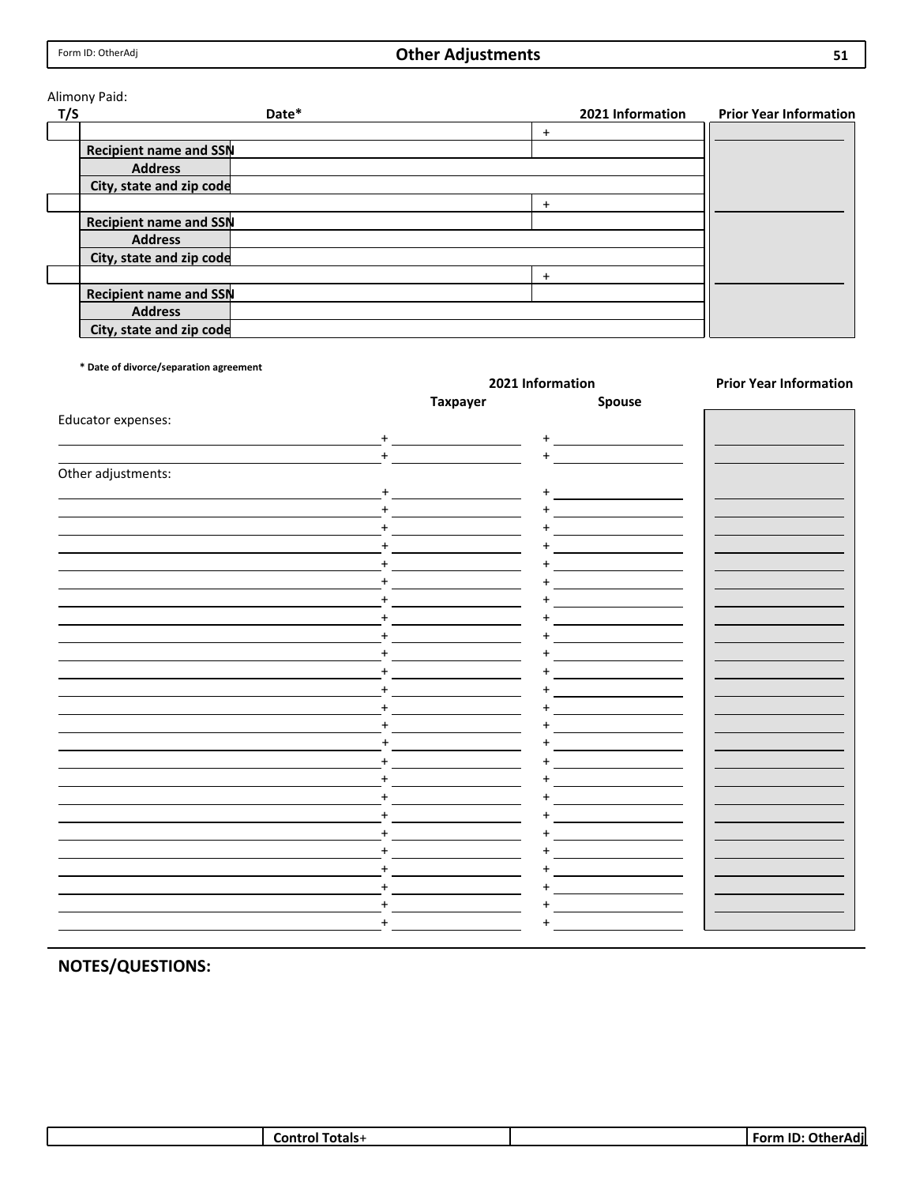## Other Adjustments

Form ID: OtherAdj

Alimony Paid:

| T/S | Date* | | 2021 Information | Prior Year Information |
|---|---|---|---|---|
| | | | + | |
| | Recipient name and SSN | | | |
| | Address | | | |
| | City, state and zip code | | | |
| | | | + | |
| | Recipient name and SSN | | | |
| | Address | | | |
| | City, state and zip code | | | |
| | | | + | |
| | Recipient name and SSN | | | |
| | Address | | | |
| | City, state and zip code | | | |

**\* Date of divorce/separation agreement**

| | 2021 Information | | Prior Year Information |
|---|---|---|---|
| | Taxpayer | Spouse | |
| Educator expenses: | | | |
| | + | + | |
| | + | + | |
| Other adjustments: | | | |
| | + | + | |
| | + | + | |
| | + | + | |
| | + | + | |
| | + | + | |
| | + | + | |
| | + | + | |
| | + | + | |
| | + | + | |
| | + | + | |
| | + | + | |
| | + | + | |
| | + | + | |
| | + | + | |
| | + | + | |
| | + | + | |
| | + | + | |
| | + | + | |
| | + | + | |
| | + | + | |
| | + | + | |
| | + | + | |
| | + | + | |
| | + | + | |

## NOTES/QUESTIONS:

| | Control Totals+ | | Form ID: OtherAdj |
|---|---|---|---|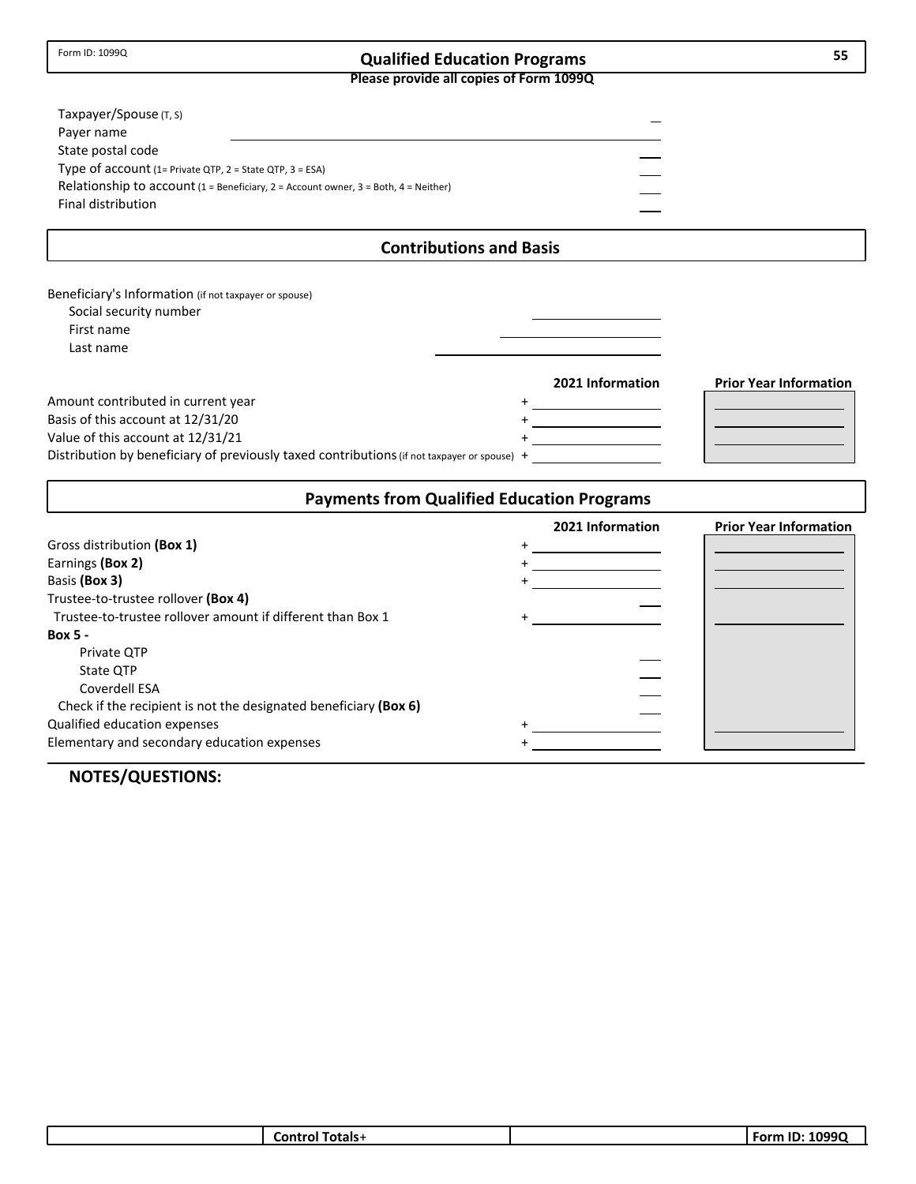Form ID: 1099Q

# Qualified Education Programs

**Please provide all copies of Form 1099Q**

Taxpayer/Spouse (T, S) \_\_\_
Payer name \_\_\_
State postal code \_\_\_
Type of account (1= Private QTP, 2 = State QTP, 3 = ESA) \_\_\_
Relationship to account (1 = Beneficiary, 2 = Account owner, 3 = Both, 4 = Neither) \_\_\_
Final distribution \_\_\_

## Contributions and Basis

Beneficiary's Information (if not taxpayer or spouse)

- Social security number \_\_\_
- First name \_\_\_
- Last name \_\_\_

| | | 2021 Information | Prior Year Information |
|---|---|---|---|
| Amount contributed in current year | + | | |
| Basis of this account at 12/31/20 | + | | |
| Value of this account at 12/31/21 | + | | |
| Distribution by beneficiary of previously taxed contributions (if not taxpayer or spouse) | + | | |

## Payments from Qualified Education Programs

| | | 2021 Information | Prior Year Information |
|---|---|---|---|
| Gross distribution **(Box 1)** | + | | |
| Earnings **(Box 2)** | + | | |
| Basis **(Box 3)** | + | | |
| Trustee-to-trustee rollover **(Box 4)** | | | |
| Trustee-to-trustee rollover amount if different than Box 1 | + | | |
| **Box 5 -** | | | |
| Private QTP | | | |
| State QTP | | | |
| Coverdell ESA | | | |
| Check if the recipient is not the designated beneficiary **(Box 6)** | | | |
| Qualified education expenses | + | | |
| Elementary and secondary education expenses | + | | |

**NOTES/QUESTIONS:**

| | Control Totals+ | | Form ID: 1099Q |
|---|---|---|---|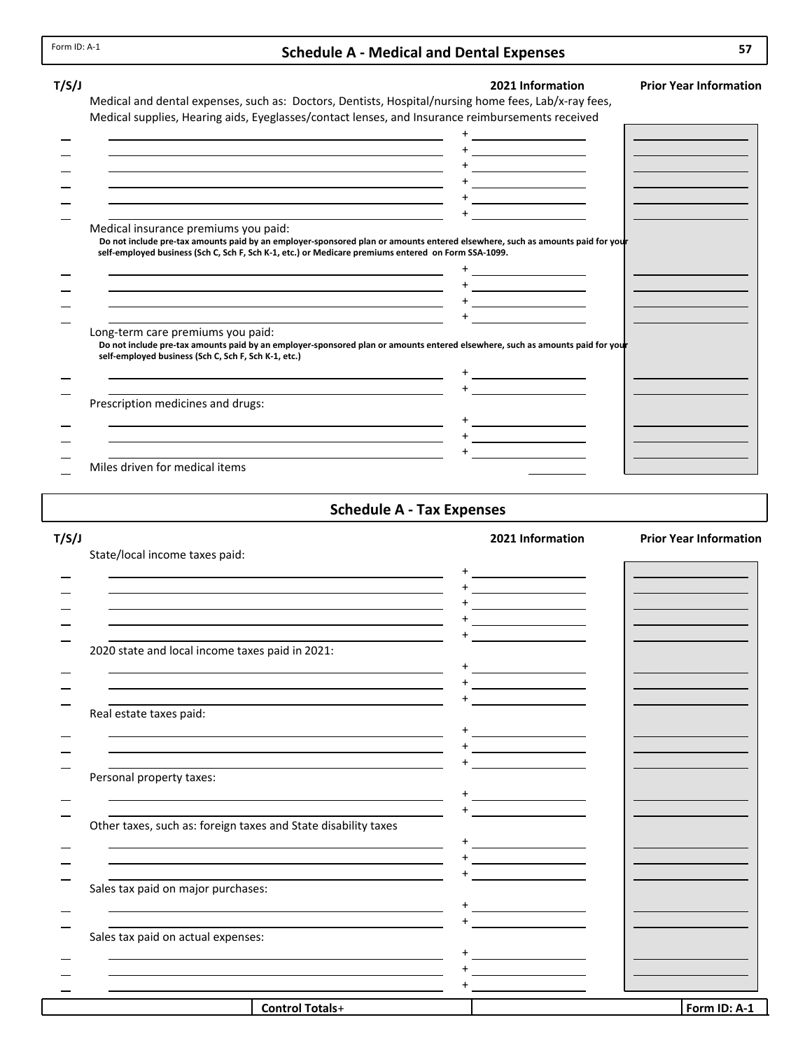Form ID: A-1

# Schedule A - Medical and Dental Expenses

| T/S/J | | 2021 Information | Prior Year Information |
|---|---|---|---|
| | Medical and dental expenses, such as: Doctors, Dentists, Hospital/nursing home fees, Lab/x-ray fees, Medical supplies, Hearing aids, Eyeglasses/contact lenses, and Insurance reimbursements received | | |
| | | + | |
| | | + | |
| | | + | |
| | | + | |
| | | + | |
| | | + | |
| | Medical insurance premiums you paid: **Do not include pre-tax amounts paid by an employer-sponsored plan or amounts entered elsewhere, such as amounts paid for your self-employed business (Sch C, Sch F, Sch K-1, etc.) or Medicare premiums entered on Form SSA-1099.** | | |
| | | + | |
| | | + | |
| | | + | |
| | | + | |
| | Long-term care premiums you paid: **Do not include pre-tax amounts paid by an employer-sponsored plan or amounts entered elsewhere, such as amounts paid for your self-employed business (Sch C, Sch F, Sch K-1, etc.)** | | |
| | | + | |
| | | + | |
| | Prescription medicines and drugs: | | |
| | | + | |
| | | + | |
| | | + | |
| | Miles driven for medical items | | |

# Schedule A - Tax Expenses

| T/S/J | | 2021 Information | Prior Year Information |
|---|---|---|---|
| | State/local income taxes paid: | | |
| | | + | |
| | | + | |
| | | + | |
| | | + | |
| | | + | |
| | 2020 state and local income taxes paid in 2021: | | |
| | | + | |
| | | + | |
| | | + | |
| | Real estate taxes paid: | | |
| | | + | |
| | | + | |
| | | + | |
| | Personal property taxes: | | |
| | | + | |
| | | + | |
| | Other taxes, such as: foreign taxes and State disability taxes | | |
| | | + | |
| | | + | |
| | | + | |
| | Sales tax paid on major purchases: | | |
| | | + | |
| | | + | |
| | Sales tax paid on actual expenses: | | |
| | | + | |
| | | + | |
| | | + | |
| | **Control Totals+** | | |

**Form ID: A-1**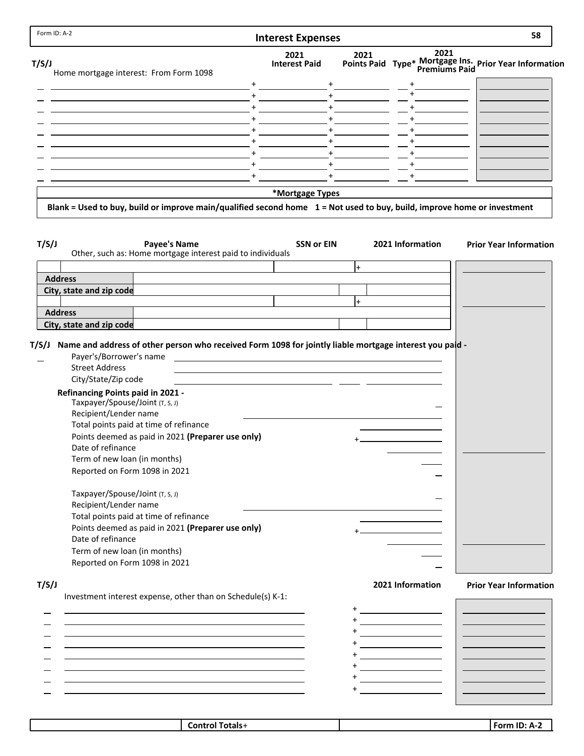Form ID: A-2

# Interest Expenses

58

## Home mortgage interest: From Form 1098

| T/S/J | Home mortgage interest: From Form 1098 | 2021 Interest Paid | 2021 Points Paid | Type* | 2021 Mortgage Ins. Premiums Paid | Prior Year Information |
|---|---|---|---|---|---|---|
| | | + | + | | + | |
| | | + | + | | + | |
| | | + | + | | + | |
| | | + | + | | + | |
| | | + | + | | + | |
| | | + | + | | + | |
| | | + | + | | + | |
| | | + | + | | + | |
| | | + | + | | + | |

**\*Mortgage Types**

**Blank = Used to buy, build or improve main/qualified second home   1 = Not used to buy, build, improve home or investment**

## Other, such as: Home mortgage interest paid to individuals

| T/S/J | Payee's Name | SSN or EIN | 2021 Information | Prior Year Information |
|---|---|---|---|---|
| | | | + | |
| **Address** | | | | |
| **City, state and zip code** | | | | |
| | | | + | |
| **Address** | | | | |
| **City, state and zip code** | | | | |

**T/S/J Name and address of other person who received Form 1098 for jointly liable mortgage interest you paid -**

Payer's/Borrower's name

Street Address

City/State/Zip code

**Refinancing Points paid in 2021 -**

Taxpayer/Spouse/Joint (T, S, J)

Recipient/Lender name

Total points paid at time of refinance

Points deemed as paid in 2021 **(Preparer use only)** +

Date of refinance

Term of new loan (in months)

Reported on Form 1098 in 2021

Taxpayer/Spouse/Joint (T, S, J)

Recipient/Lender name

Total points paid at time of refinance

Points deemed as paid in 2021 **(Preparer use only)** +

Date of refinance

Term of new loan (in months)

Reported on Form 1098 in 2021

## Investment interest expense, other than on Schedule(s) K-1:

| T/S/J | Investment interest expense, other than on Schedule(s) K-1 | 2021 Information | Prior Year Information |
|---|---|---|---|
| | | + | |
| | | + | |
| | | + | |
| | | + | |
| | | + | |
| | | + | |
| | | + | |
| | | + | |

| | Control Totals+ | | Form ID: A-2 |
|---|---|---|---|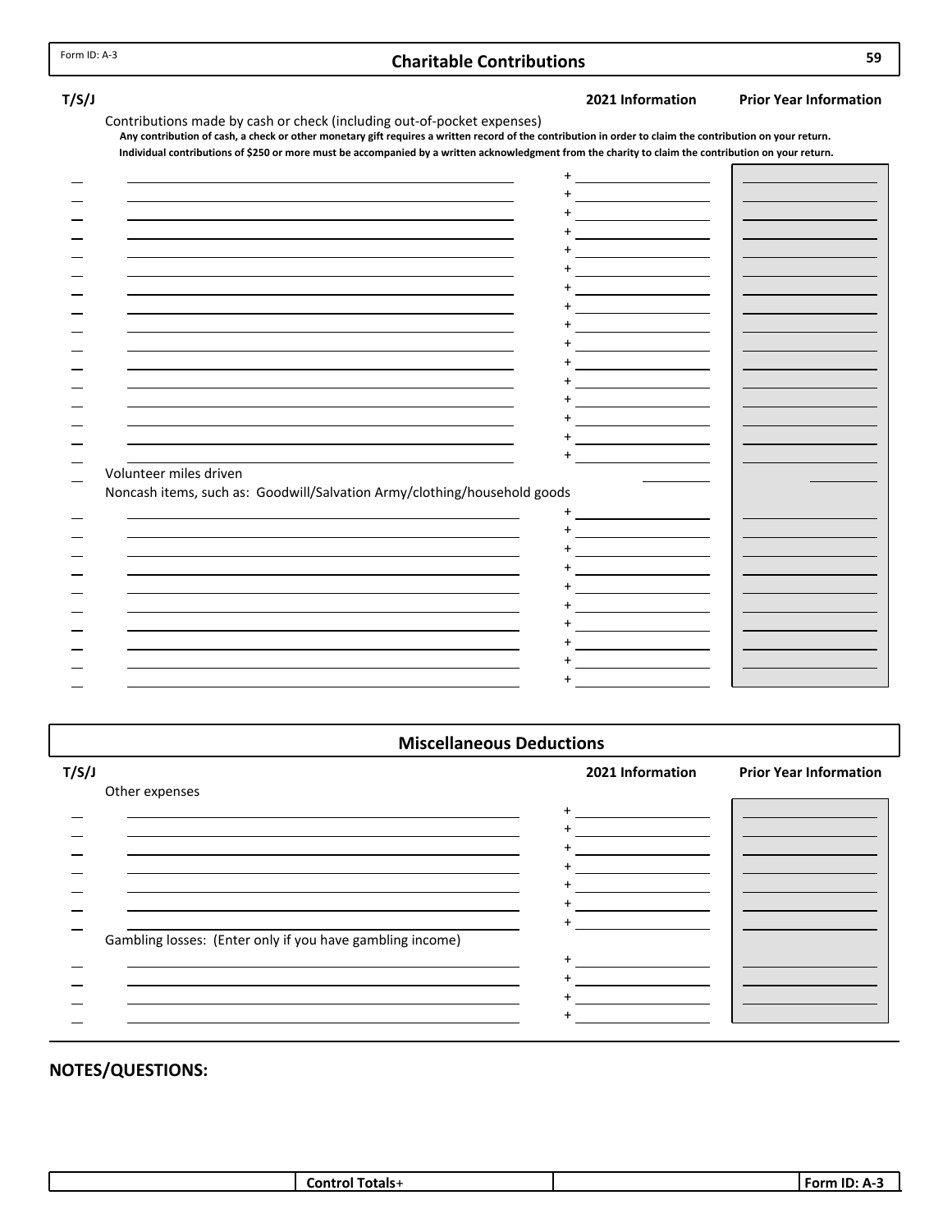Form ID: A-3

# Charitable Contributions

| T/S/J | | 2021 Information | Prior Year Information |
|---|---|---|---|
| | Contributions made by cash or check (including out-of-pocket expenses) | | |
| | **Any contribution of cash, a check or other monetary gift requires a written record of the contribution in order to claim the contribution on your return.** | | |
| | **Individual contributions of $250 or more must be accompanied by a written acknowledgment from the charity to claim the contribution on your return.** | | |
| | | + | |
| | | + | |
| | | + | |
| | | + | |
| | | + | |
| | | + | |
| | | + | |
| | | + | |
| | | + | |
| | | + | |
| | | + | |
| | | + | |
| | | + | |
| | | + | |
| | | + | |
| | | + | |
| | Volunteer miles driven | | |
| | Noncash items, such as: Goodwill/Salvation Army/clothing/household goods | | |
| | | + | |
| | | + | |
| | | + | |
| | | + | |
| | | + | |
| | | + | |
| | | + | |
| | | + | |
| | | + | |
| | | + | |

# Miscellaneous Deductions

| T/S/J | | 2021 Information | Prior Year Information |
|---|---|---|---|
| | Other expenses | | |
| | | + | |
| | | + | |
| | | + | |
| | | + | |
| | | + | |
| | | + | |
| | | + | |
| | Gambling losses: (Enter only if you have gambling income) | | |
| | | + | |
| | | + | |
| | | + | |
| | | + | |

**NOTES/QUESTIONS:**

| | Control Totals+ | | Form ID: A-3 |
|---|---|---|---|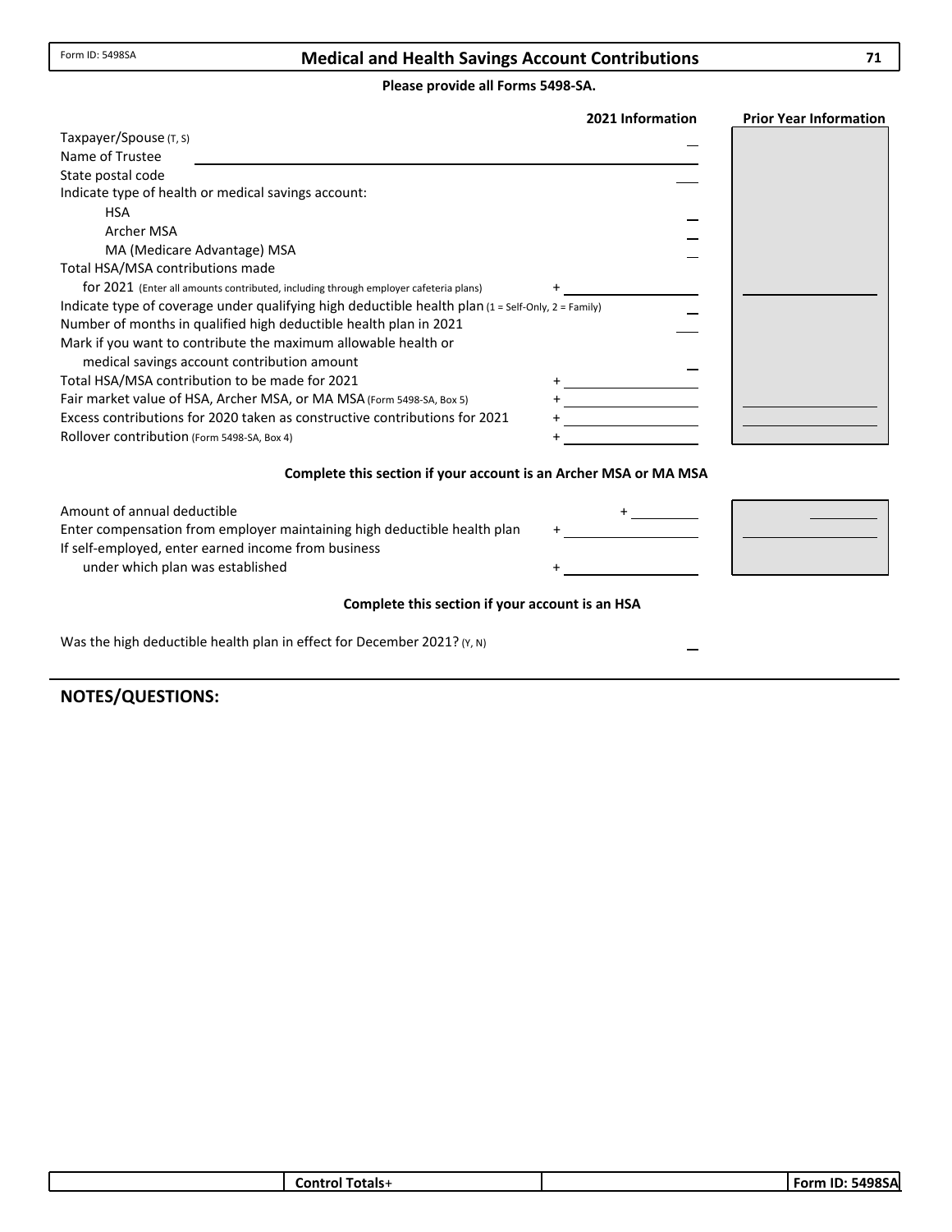Form ID: 5498SA

# Medical and Health Savings Account Contributions

**Please provide all Forms 5498-SA.**

| | 2021 Information | Prior Year Information |
|---|---|---|
| Taxpayer/Spouse (T, S) | | |
| Name of Trustee | | |
| State postal code | | |
| Indicate type of health or medical savings account: | | |
| HSA | | |
| Archer MSA | | |
| MA (Medicare Advantage) MSA | | |
| Total HSA/MSA contributions made for 2021 (Enter all amounts contributed, including through employer cafeteria plans) | + | |
| Indicate type of coverage under qualifying high deductible health plan (1 = Self-Only, 2 = Family) | | |
| Number of months in qualified high deductible health plan in 2021 | | |
| Mark if you want to contribute the maximum allowable health or medical savings account contribution amount | | |
| Total HSA/MSA contribution to be made for 2021 | + | |
| Fair market value of HSA, Archer MSA, or MA MSA (Form 5498-SA, Box 5) | + | |
| Excess contributions for 2020 taken as constructive contributions for 2021 | + | |
| Rollover contribution (Form 5498-SA, Box 4) | + | |

**Complete this section if your account is an Archer MSA or MA MSA**

| | 2021 Information | Prior Year Information |
|---|---|---|
| Amount of annual deductible | + | |
| Enter compensation from employer maintaining high deductible health plan | + | |
| If self-employed, enter earned income from business under which plan was established | + | |

**Complete this section if your account is an HSA**

Was the high deductible health plan in effect for December 2021? (Y, N) ____

## NOTES/QUESTIONS:

| Control Totals+ | | Form ID: 5498SA |
|---|---|---|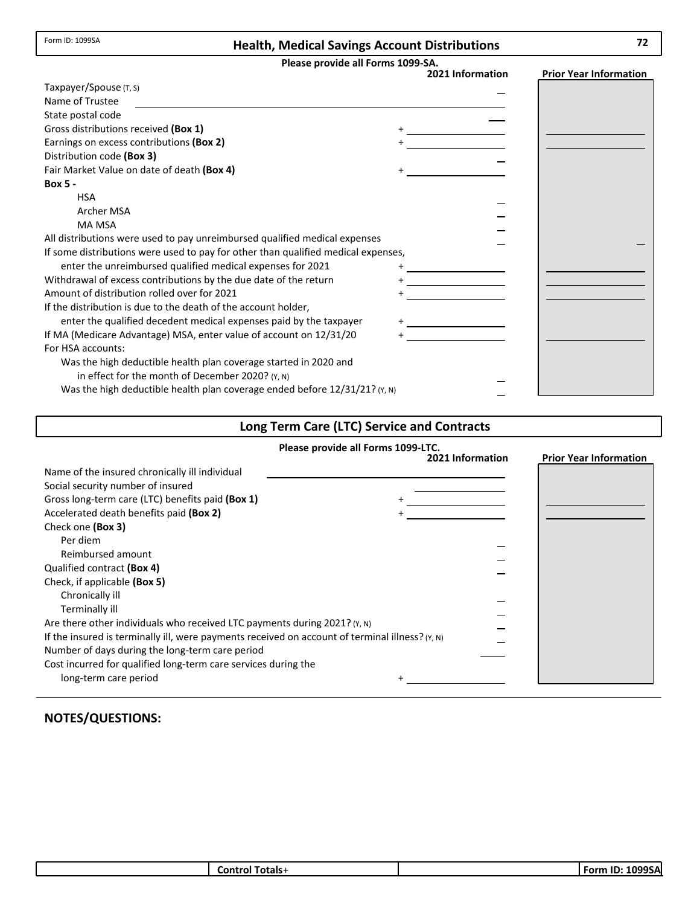Form ID: 1099SA

# Health, Medical Savings Account Distributions

**Please provide all Forms 1099-SA.**

| | | 2021 Information | Prior Year Information |
|---|---|---|---|
| Taxpayer/Spouse (T, S) | | | |
| Name of Trustee | | | |
| State postal code | | | |
| Gross distributions received **(Box 1)** | + | | |
| Earnings on excess contributions **(Box 2)** | + | | |
| Distribution code **(Box 3)** | | | |
| Fair Market Value on date of death **(Box 4)** | + | | |
| **Box 5 -** | | | |
| HSA | | | |
| Archer MSA | | | |
| MA MSA | | | |
| All distributions were used to pay unreimbursed qualified medical expenses | | | |
| If some distributions were used to pay for other than qualified medical expenses, enter the unreimbursed qualified medical expenses for 2021 | + | | |
| Withdrawal of excess contributions by the due date of the return | + | | |
| Amount of distribution rolled over for 2021 | + | | |
| If the distribution is due to the death of the account holder, enter the qualified decedent medical expenses paid by the taxpayer | + | | |
| If MA (Medicare Advantage) MSA, enter value of account on 12/31/20 | + | | |
| For HSA accounts: | | | |
| Was the high deductible health plan coverage started in 2020 and in effect for the month of December 2020? (Y, N) | | | |
| Was the high deductible health plan coverage ended before 12/31/21? (Y, N) | | | |

# Long Term Care (LTC) Service and Contracts

**Please provide all Forms 1099-LTC.**

| | | 2021 Information | Prior Year Information |
|---|---|---|---|
| Name of the insured chronically ill individual | | | |
| Social security number of insured | | | |
| Gross long-term care (LTC) benefits paid **(Box 1)** | + | | |
| Accelerated death benefits paid **(Box 2)** | + | | |
| Check one **(Box 3)** | | | |
| Per diem | | | |
| Reimbursed amount | | | |
| Qualified contract **(Box 4)** | | | |
| Check, if applicable **(Box 5)** | | | |
| Chronically ill | | | |
| Terminally ill | | | |
| Are there other individuals who received LTC payments during 2021? (Y, N) | | | |
| If the insured is terminally ill, were payments received on account of terminal illness? (Y, N) | | | |
| Number of days during the long-term care period | | | |
| Cost incurred for qualified long-term care services during the long-term care period | + | | |

## NOTES/QUESTIONS:

| | Control Totals+ | | Form ID: 1099SA |
|---|---|---|---|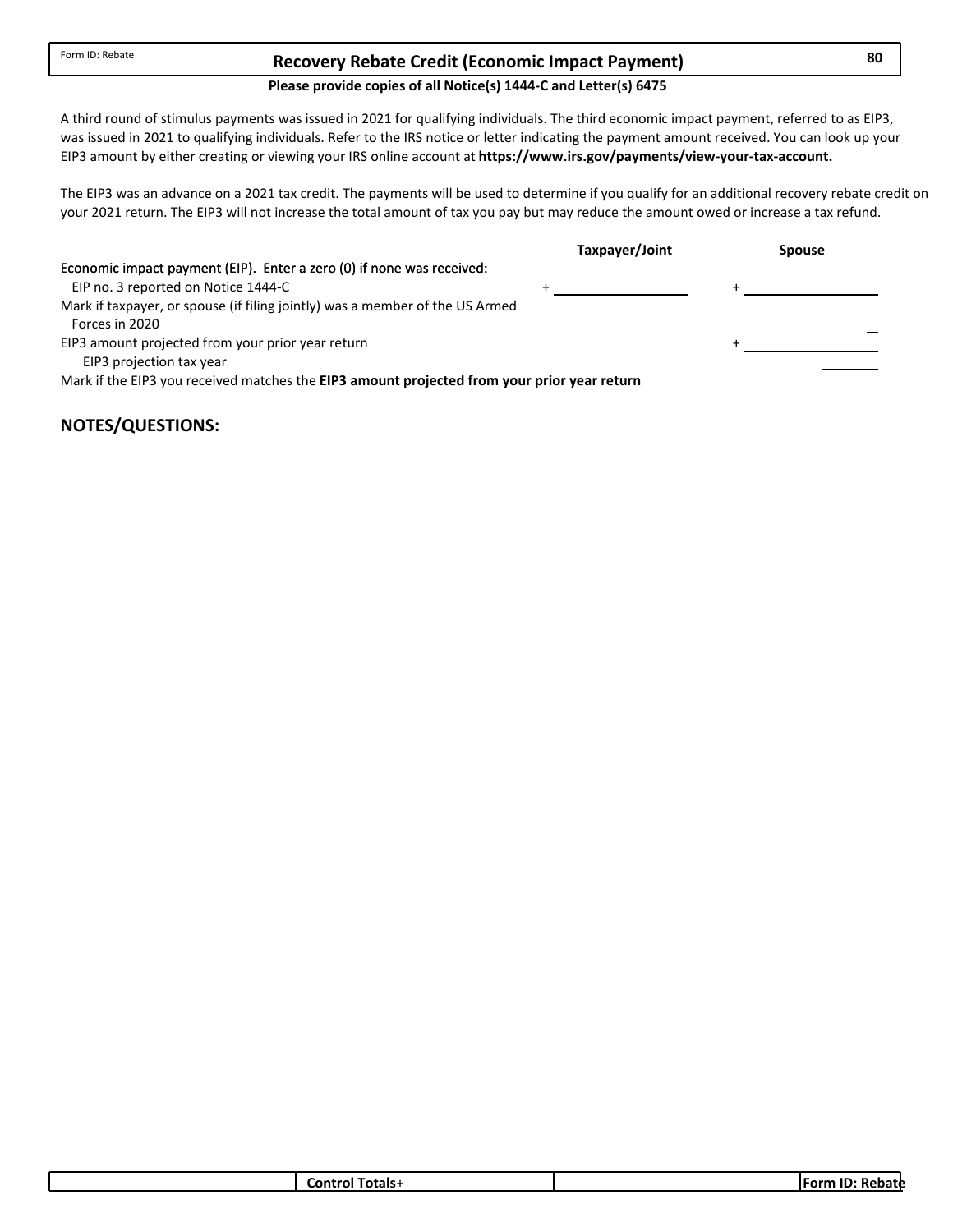Form ID: Rebate

# Recovery Rebate Credit (Economic Impact Payment)

80

**Please provide copies of all Notice(s) 1444-C and Letter(s) 6475**

A third round of stimulus payments was issued in 2021 for qualifying individuals. The third economic impact payment, referred to as EIP3, was issued in 2021 to qualifying individuals. Refer to the IRS notice or letter indicating the payment amount received. You can look up your EIP3 amount by either creating or viewing your IRS online account at **https://www.irs.gov/payments/view-your-tax-account.**

The EIP3 was an advance on a 2021 tax credit. The payments will be used to determine if you qualify for an additional recovery rebate credit on your 2021 return. The EIP3 will not increase the total amount of tax you pay but may reduce the amount owed or increase a tax refund.

| | Taxpayer/Joint | Spouse |
|---|---|---|
| Economic impact payment (EIP). Enter a zero (0) if none was received: | | |
| EIP no. 3 reported on Notice 1444-C | + ______ | + ______ |
| Mark if taxpayer, or spouse (if filing jointly) was a member of the US Armed Forces in 2020 | | ___ |
| EIP3 amount projected from your prior year return | | + ______ |
| EIP3 projection tax year | | ______ |
| Mark if the EIP3 you received matches the **EIP3 amount projected from your prior year return** | | ___ |

## NOTES/QUESTIONS:

| | Control Totals+ | | Form ID: Rebate |
|---|---|---|---|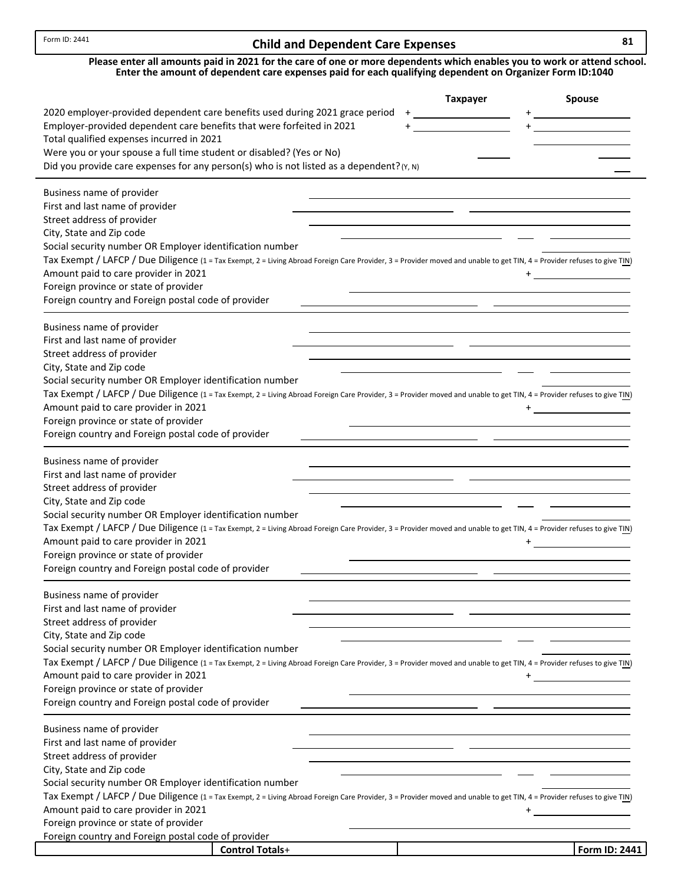Form ID: 2441

# Child and Dependent Care Expenses

**81**

**Please enter all amounts paid in 2021 for the care of one or more dependents which enables you to work or attend school. Enter the amount of dependent care expenses paid for each qualifying dependent on Organizer Form ID:1040**

| | Taxpayer | Spouse |
|---|---|---|
| 2020 employer-provided dependent care benefits used during 2021 grace period | + | + |
| Employer-provided dependent care benefits that were forfeited in 2021 | + | + |
| Total qualified expenses incurred in 2021 | | |
| Were you or your spouse a full time student or disabled? (Yes or No) | | |
| Did you provide care expenses for any person(s) who is not listed as a dependent? (Y, N) | | |

---

Business name of provider
First and last name of provider
Street address of provider
City, State and Zip code
Social security number OR Employer identification number
Tax Exempt / LAFCP / Due Diligence (1 = Tax Exempt, 2 = Living Abroad Foreign Care Provider, 3 = Provider moved and unable to get TIN, 4 = Provider refuses to give TIN)
Amount paid to care provider in 2021 +
Foreign province or state of provider
Foreign country and Foreign postal code of provider

---

Business name of provider
First and last name of provider
Street address of provider
City, State and Zip code
Social security number OR Employer identification number
Tax Exempt / LAFCP / Due Diligence (1 = Tax Exempt, 2 = Living Abroad Foreign Care Provider, 3 = Provider moved and unable to get TIN, 4 = Provider refuses to give TIN)
Amount paid to care provider in 2021 +
Foreign province or state of provider
Foreign country and Foreign postal code of provider

---

Business name of provider
First and last name of provider
Street address of provider
City, State and Zip code
Social security number OR Employer identification number
Tax Exempt / LAFCP / Due Diligence (1 = Tax Exempt, 2 = Living Abroad Foreign Care Provider, 3 = Provider moved and unable to get TIN, 4 = Provider refuses to give TIN)
Amount paid to care provider in 2021 +
Foreign province or state of provider
Foreign country and Foreign postal code of provider

---

Business name of provider
First and last name of provider
Street address of provider
City, State and Zip code
Social security number OR Employer identification number
Tax Exempt / LAFCP / Due Diligence (1 = Tax Exempt, 2 = Living Abroad Foreign Care Provider, 3 = Provider moved and unable to get TIN, 4 = Provider refuses to give TIN)
Amount paid to care provider in 2021 +
Foreign province or state of provider
Foreign country and Foreign postal code of provider

---

Business name of provider
First and last name of provider
Street address of provider
City, State and Zip code
Social security number OR Employer identification number
Tax Exempt / LAFCP / Due Diligence (1 = Tax Exempt, 2 = Living Abroad Foreign Care Provider, 3 = Provider moved and unable to get TIN, 4 = Provider refuses to give TIN)
Amount paid to care provider in 2021 +
Foreign province or state of provider
Foreign country and Foreign postal code of provider

| | Control Totals+ | | Form ID: 2441 |
|---|---|---|---|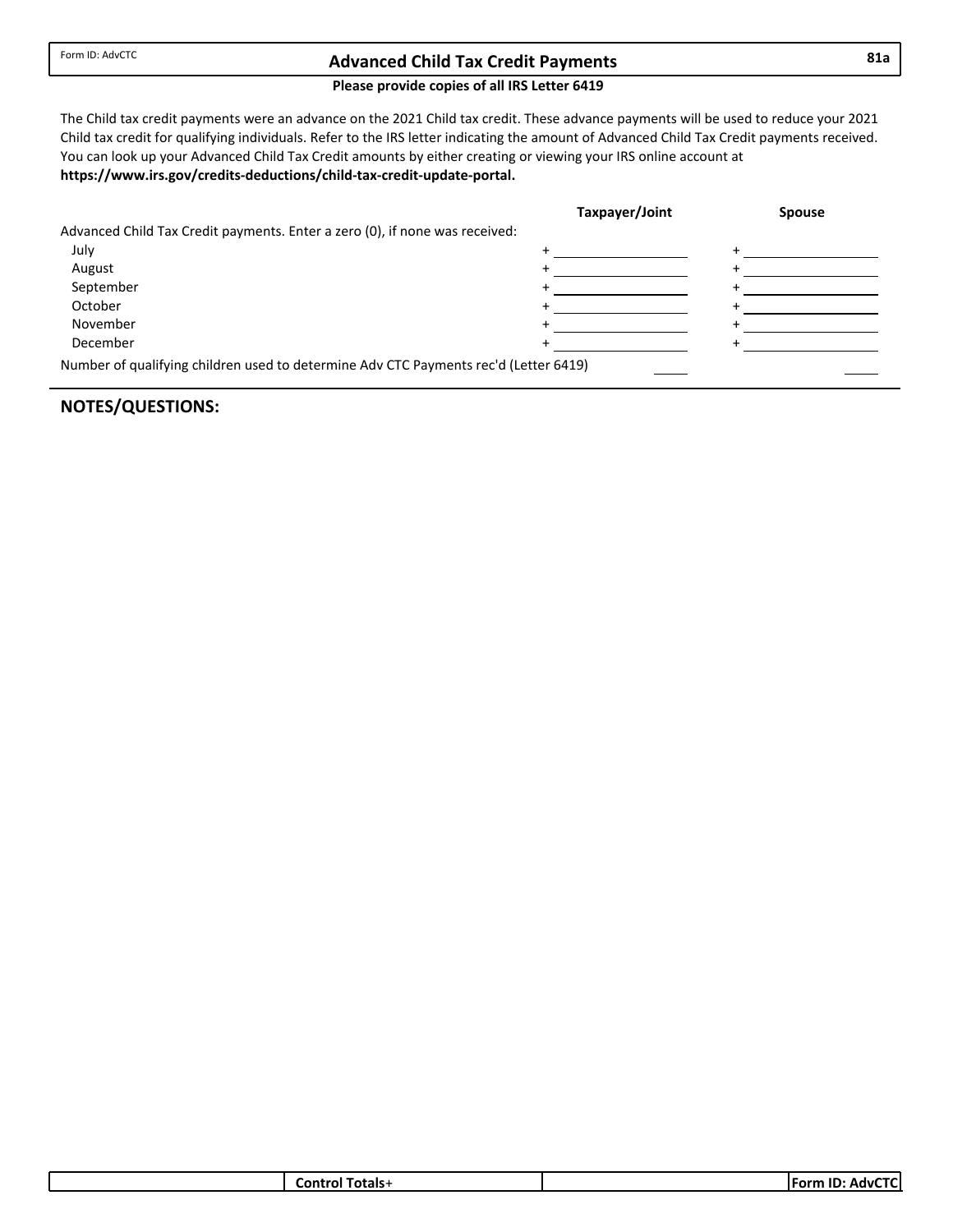Form ID: AdvCTC

# Advanced Child Tax Credit Payments

81a

**Please provide copies of all IRS Letter 6419**

The Child tax credit payments were an advance on the 2021 Child tax credit. These advance payments will be used to reduce your 2021 Child tax credit for qualifying individuals. Refer to the IRS letter indicating the amount of Advanced Child Tax Credit payments received. You can look up your Advanced Child Tax Credit amounts by either creating or viewing your IRS online account at **https://www.irs.gov/credits-deductions/child-tax-credit-update-portal.**

| | Taxpayer/Joint | Spouse |
|---|---|---|
| Advanced Child Tax Credit payments. Enter a zero (0), if none was received: | | |
| July | + | + |
| August | + | + |
| September | + | + |
| October | + | + |
| November | + | + |
| December | + | + |
| Number of qualifying children used to determine Adv CTC Payments rec'd (Letter 6419) | | |

## NOTES/QUESTIONS:

| | Control Totals+ | | Form ID: AdvCTC |
|---|---|---|---|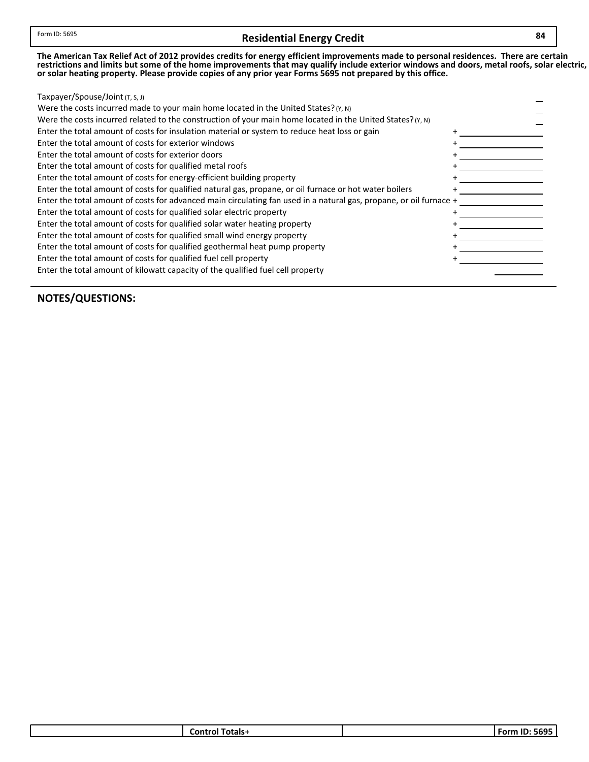Form ID: 5695

# Residential Energy Credit

84

**The American Tax Relief Act of 2012 provides credits for energy efficient improvements made to personal residences. There are certain restrictions and limits but some of the home improvements that may qualify include exterior windows and doors, metal roofs, solar electric, or solar heating property. Please provide copies of any prior year Forms 5695 not prepared by this office.**

| | | |
|---|---|---|
| Taxpayer/Spouse/Joint (T, S, J) | | ___ |
| Were the costs incurred made to your main home located in the United States? (Y, N) | | ___ |
| Were the costs incurred related to the construction of your main home located in the United States? (Y, N) | | ___ |
| Enter the total amount of costs for insulation material or system to reduce heat loss or gain | + | ___ |
| Enter the total amount of costs for exterior windows | + | ___ |
| Enter the total amount of costs for exterior doors | + | ___ |
| Enter the total amount of costs for qualified metal roofs | + | ___ |
| Enter the total amount of costs for energy-efficient building property | + | ___ |
| Enter the total amount of costs for qualified natural gas, propane, or oil furnace or hot water boilers | + | ___ |
| Enter the total amount of costs for advanced main circulating fan used in a natural gas, propane, or oil furnace | + | ___ |
| Enter the total amount of costs for qualified solar electric property | + | ___ |
| Enter the total amount of costs for qualified solar water heating property | + | ___ |
| Enter the total amount of costs for qualified small wind energy property | + | ___ |
| Enter the total amount of costs for qualified geothermal heat pump property | + | ___ |
| Enter the total amount of costs for qualified fuel cell property | + | ___ |
| Enter the total amount of kilowatt capacity of the qualified fuel cell property | | ___ |

## NOTES/QUESTIONS:

| | | | |
|---|---|---|---|
| | **Control Totals**+ | | **Form ID: 5695** |